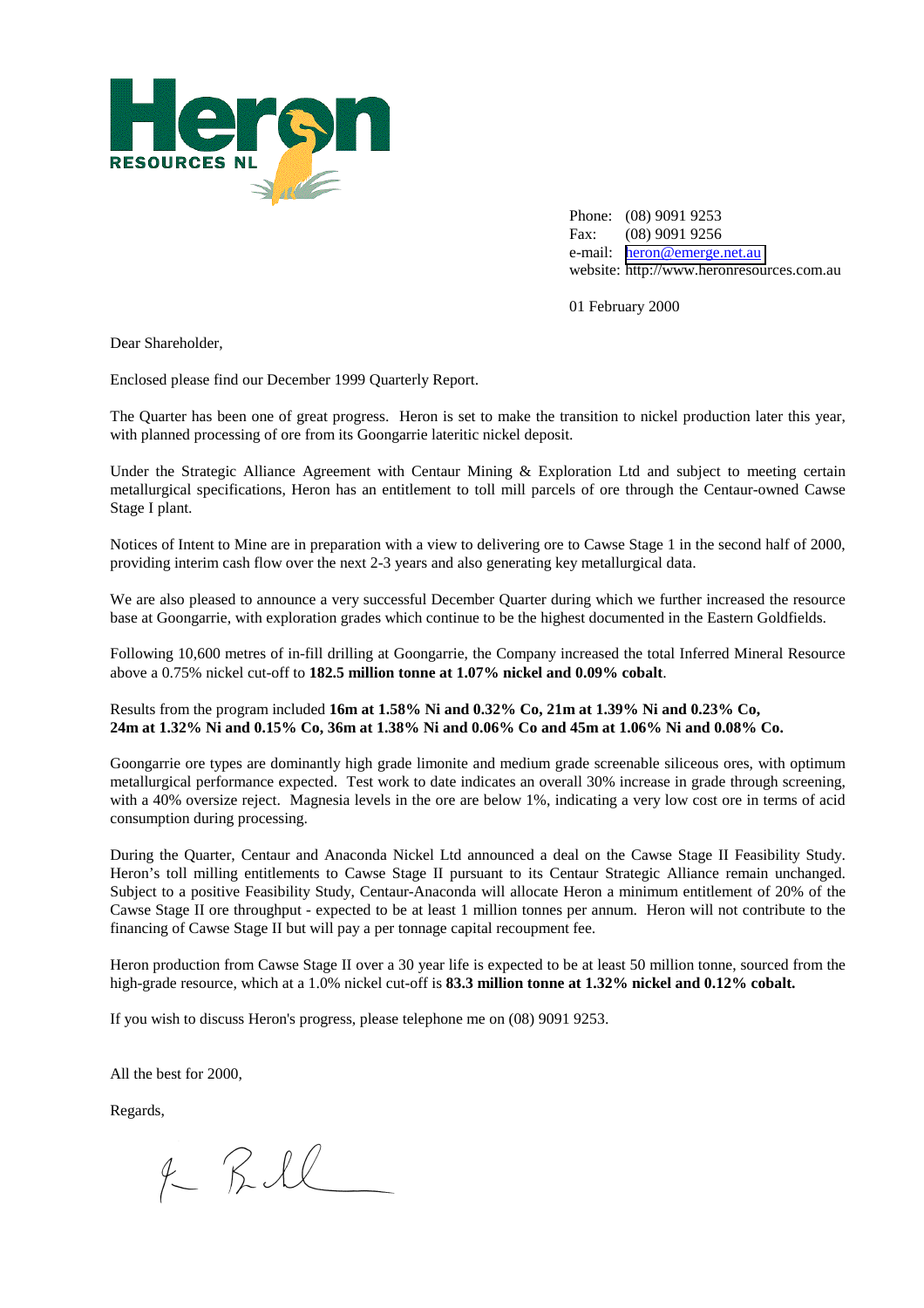**Heron RESOURCES NL**

Phone: (08) 9091 9253
Fax: (08) 9091 9256
e-mail: heron@emerge.net.au
website: http://www.heronresources.com.au

01 February 2000

Dear Shareholder,

Enclosed please find our December 1999 Quarterly Report.

The Quarter has been one of great progress. Heron is set to make the transition to nickel production later this year, with planned processing of ore from its Goongarrie lateritic nickel deposit.

Under the Strategic Alliance Agreement with Centaur Mining & Exploration Ltd and subject to meeting certain metallurgical specifications, Heron has an entitlement to toll mill parcels of ore through the Centaur-owned Cawse Stage I plant.

Notices of Intent to Mine are in preparation with a view to delivering ore to Cawse Stage 1 in the second half of 2000, providing interim cash flow over the next 2-3 years and also generating key metallurgical data.

We are also pleased to announce a very successful December Quarter during which we further increased the resource base at Goongarrie, with exploration grades which continue to be the highest documented in the Eastern Goldfields.

Following 10,600 metres of in-fill drilling at Goongarrie, the Company increased the total Inferred Mineral Resource above a 0.75% nickel cut-off to **182.5 million tonne at 1.07% nickel and 0.09% cobalt**.

Results from the program included **16m at 1.58% Ni and 0.32% Co, 21m at 1.39% Ni and 0.23% Co, 24m at 1.32% Ni and 0.15% Co, 36m at 1.38% Ni and 0.06% Co and 45m at 1.06% Ni and 0.08% Co.**

Goongarrie ore types are dominantly high grade limonite and medium grade screenable siliceous ores, with optimum metallurgical performance expected. Test work to date indicates an overall 30% increase in grade through screening, with a 40% oversize reject. Magnesia levels in the ore are below 1%, indicating a very low cost ore in terms of acid consumption during processing.

During the Quarter, Centaur and Anaconda Nickel Ltd announced a deal on the Cawse Stage II Feasibility Study. Heron's toll milling entitlements to Cawse Stage II pursuant to its Centaur Strategic Alliance remain unchanged. Subject to a positive Feasibility Study, Centaur-Anaconda will allocate Heron a minimum entitlement of 20% of the Cawse Stage II ore throughput - expected to be at least 1 million tonnes per annum. Heron will not contribute to the financing of Cawse Stage II but will pay a per tonnage capital recoupment fee.

Heron production from Cawse Stage II over a 30 year life is expected to be at least 50 million tonne, sourced from the high-grade resource, which at a 1.0% nickel cut-off is **83.3 million tonne at 1.32% nickel and 0.12% cobalt.**

If you wish to discuss Heron's progress, please telephone me on (08) 9091 9253.

All the best for 2000,

Regards,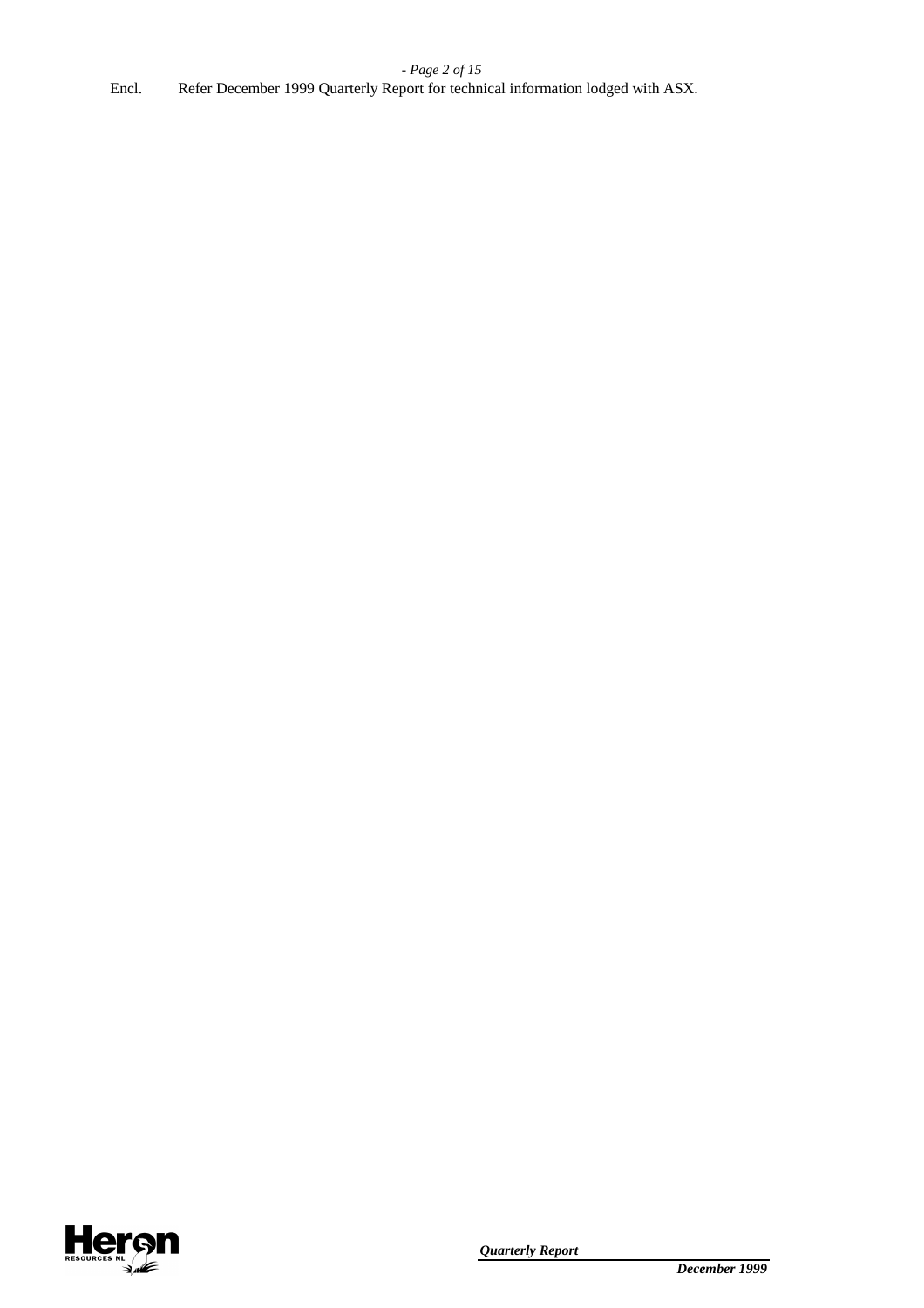Encl. Refer December 1999 Quarterly Report for technical information lodged with ASX.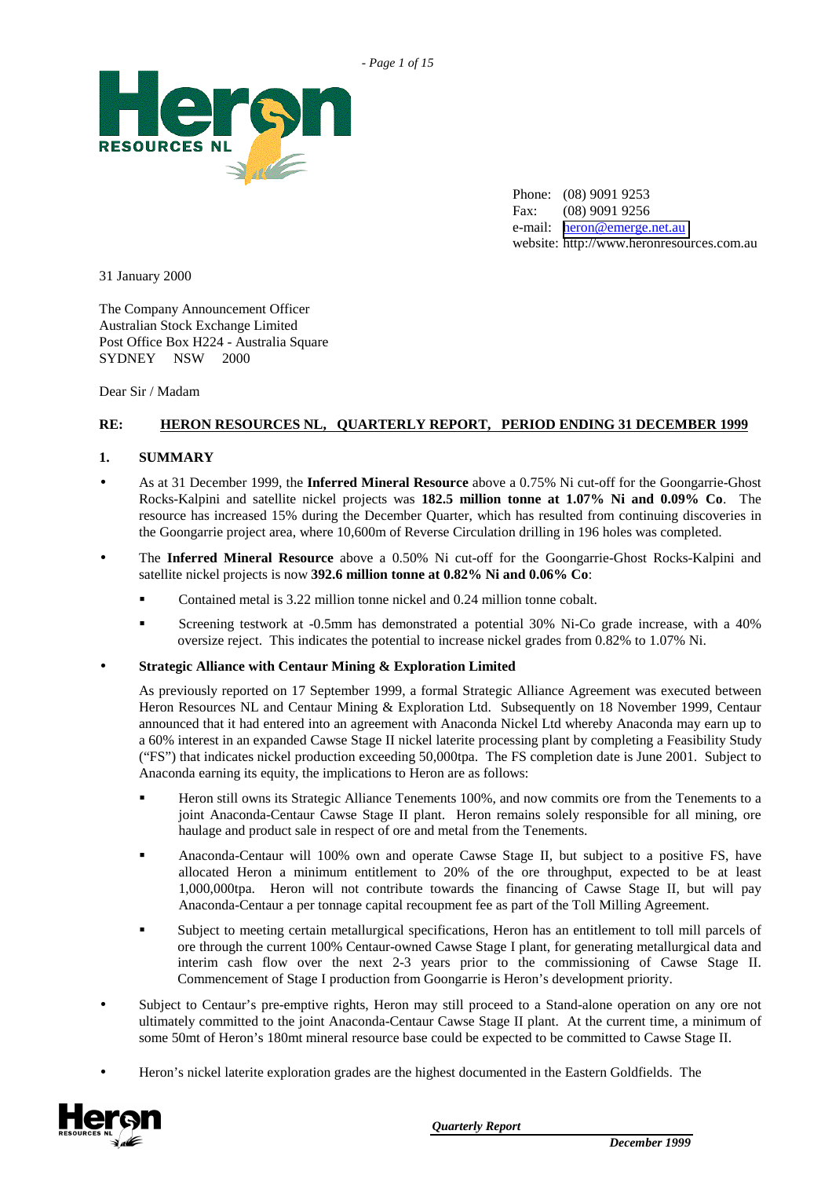Phone: (08) 9091 9253
Fax: (08) 9091 9256
e-mail: heron@emerge.net.au
website: http://www.heronresources.com.au

31 January 2000

The Company Announcement Officer
Australian Stock Exchange Limited
Post Office Box H224 - Australia Square
SYDNEY NSW 2000

Dear Sir / Madam

**RE: HERON RESOURCES NL, QUARTERLY REPORT, PERIOD ENDING 31 DECEMBER 1999**

## 1. SUMMARY

- As at 31 December 1999, the **Inferred Mineral Resource** above a 0.75% Ni cut-off for the Goongarrie-Ghost Rocks-Kalpini and satellite nickel projects was **182.5 million tonne at 1.07% Ni and 0.09% Co**. The resource has increased 15% during the December Quarter, which has resulted from continuing discoveries in the Goongarrie project area, where 10,600m of Reverse Circulation drilling in 196 holes was completed.

- The **Inferred Mineral Resource** above a 0.50% Ni cut-off for the Goongarrie-Ghost Rocks-Kalpini and satellite nickel projects is now **392.6 million tonne at 0.82% Ni and 0.06% Co**:
  - Contained metal is 3.22 million tonne nickel and 0.24 million tonne cobalt.
  - Screening testwork at -0.5mm has demonstrated a potential 30% Ni-Co grade increase, with a 40% oversize reject. This indicates the potential to increase nickel grades from 0.82% to 1.07% Ni.

- **Strategic Alliance with Centaur Mining & Exploration Limited**

  As previously reported on 17 September 1999, a formal Strategic Alliance Agreement was executed between Heron Resources NL and Centaur Mining & Exploration Ltd. Subsequently on 18 November 1999, Centaur announced that it had entered into an agreement with Anaconda Nickel Ltd whereby Anaconda may earn up to a 60% interest in an expanded Cawse Stage II nickel laterite processing plant by completing a Feasibility Study ("FS") that indicates nickel production exceeding 50,000tpa. The FS completion date is June 2001. Subject to Anaconda earning its equity, the implications to Heron are as follows:

  - Heron still owns its Strategic Alliance Tenements 100%, and now commits ore from the Tenements to a joint Anaconda-Centaur Cawse Stage II plant. Heron remains solely responsible for all mining, ore haulage and product sale in respect of ore and metal from the Tenements.
  - Anaconda-Centaur will 100% own and operate Cawse Stage II, but subject to a positive FS, have allocated Heron a minimum entitlement to 20% of the ore throughput, expected to be at least 1,000,000tpa. Heron will not contribute towards the financing of Cawse Stage II, but will pay Anaconda-Centaur a per tonnage capital recoupment fee as part of the Toll Milling Agreement.
  - Subject to meeting certain metallurgical specifications, Heron has an entitlement to toll mill parcels of ore through the current 100% Centaur-owned Cawse Stage I plant, for generating metallurgical data and interim cash flow over the next 2-3 years prior to the commissioning of Cawse Stage II. Commencement of Stage I production from Goongarrie is Heron's development priority.

- Subject to Centaur's pre-emptive rights, Heron may still proceed to a Stand-alone operation on any ore not ultimately committed to the joint Anaconda-Centaur Cawse Stage II plant. At the current time, a minimum of some 50mt of Heron's 180mt mineral resource base could be expected to be committed to Cawse Stage II.

- Heron's nickel laterite exploration grades are the highest documented in the Eastern Goldfields. The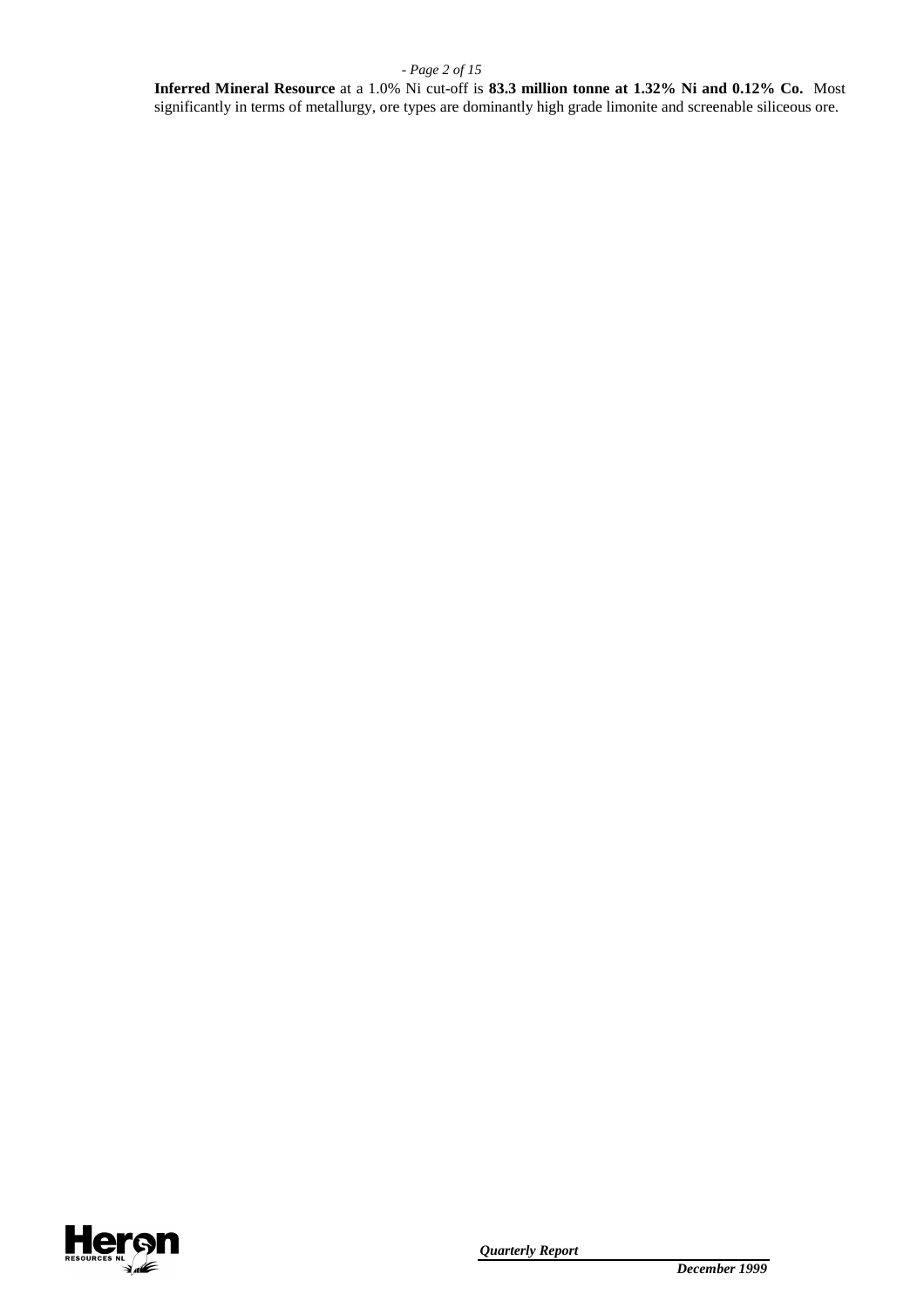**Inferred Mineral Resource** at a 1.0% Ni cut-off is **83.3 million tonne at 1.32% Ni and 0.12% Co.** Most significantly in terms of metallurgy, ore types are dominantly high grade limonite and screenable siliceous ore.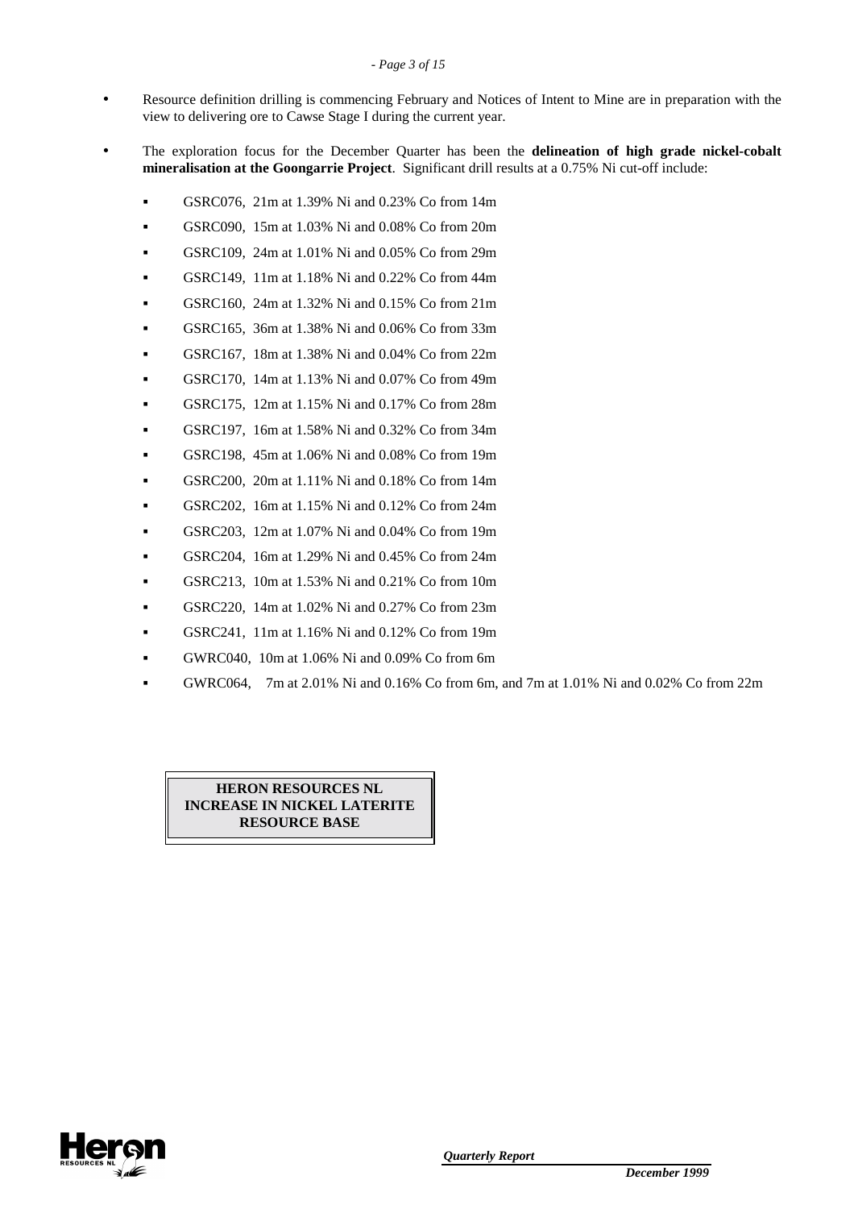- Resource definition drilling is commencing February and Notices of Intent to Mine are in preparation with the view to delivering ore to Cawse Stage I during the current year.
- The exploration focus for the December Quarter has been the **delineation of high grade nickel-cobalt mineralisation at the Goongarrie Project**. Significant drill results at a 0.75% Ni cut-off include:
  - GSRC076, 21m at 1.39% Ni and 0.23% Co from 14m
  - GSRC090, 15m at 1.03% Ni and 0.08% Co from 20m
  - GSRC109, 24m at 1.01% Ni and 0.05% Co from 29m
  - GSRC149, 11m at 1.18% Ni and 0.22% Co from 44m
  - GSRC160, 24m at 1.32% Ni and 0.15% Co from 21m
  - GSRC165, 36m at 1.38% Ni and 0.06% Co from 33m
  - GSRC167, 18m at 1.38% Ni and 0.04% Co from 22m
  - GSRC170, 14m at 1.13% Ni and 0.07% Co from 49m
  - GSRC175, 12m at 1.15% Ni and 0.17% Co from 28m
  - GSRC197, 16m at 1.58% Ni and 0.32% Co from 34m
  - GSRC198, 45m at 1.06% Ni and 0.08% Co from 19m
  - GSRC200, 20m at 1.11% Ni and 0.18% Co from 14m
  - GSRC202, 16m at 1.15% Ni and 0.12% Co from 24m
  - GSRC203, 12m at 1.07% Ni and 0.04% Co from 19m
  - GSRC204, 16m at 1.29% Ni and 0.45% Co from 24m
  - GSRC213, 10m at 1.53% Ni and 0.21% Co from 10m
  - GSRC220, 14m at 1.02% Ni and 0.27% Co from 23m
  - GSRC241, 11m at 1.16% Ni and 0.12% Co from 19m
  - GWRC040, 10m at 1.06% Ni and 0.09% Co from 6m
  - GWRC064, 7m at 2.01% Ni and 0.16% Co from 6m, and 7m at 1.01% Ni and 0.02% Co from 22m

**HERON RESOURCES NL**
**INCREASE IN NICKEL LATERITE RESOURCE BASE**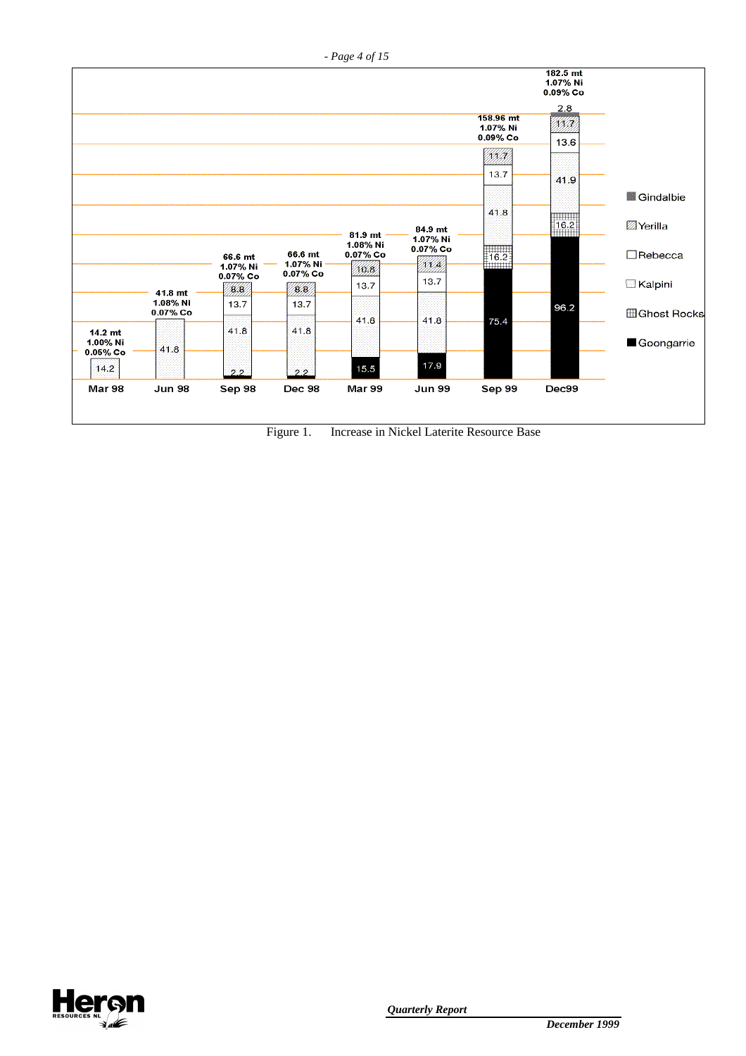| Period | Goongarrie | Ghost Rocks | Kalpini | Rebecca | Yerilla | Gindalbie | Total |
|---|---|---|---|---|---|---|---|
| Mar 98 | | | 14.2 | | | | 14.2 mt 1.00% Ni 0.05% Co |
| Jun 98 | | | 41.8 | | | | 41.8 mt 1.08% Ni 0.07% Co |
| Sep 98 | 2.2 | | 41.8 | 13.7 | 8.8 | | 66.6 mt 1.07% Ni 0.07% Co |
| Dec 98 | 2.2 | | 41.8 | 13.7 | 8.8 | | 66.6 mt 1.07% Ni 0.07% Co |
| Mar 99 | 15.5 | | 41.8 | 13.7 | 10.8 | | 81.9 mt 1.08% Ni 0.07% Co |
| Jun 99 | 17.9 | | 41.8 | 13.7 | 11.4 | | 84.9 mt 1.07% Ni 0.07% Co |
| Sep 99 | 75.4 | 16.2 | 41.8 | 13.7 | 11.7 | | 158.96 mt 1.07% Ni 0.09% Co |
| Dec99 | 96.2 | 16.2 | 41.9 | 13.6 | 11.7 | 2.8 | 182.5 mt 1.07% Ni 0.09% Co |

Figure 1. Increase in Nickel Laterite Resource Base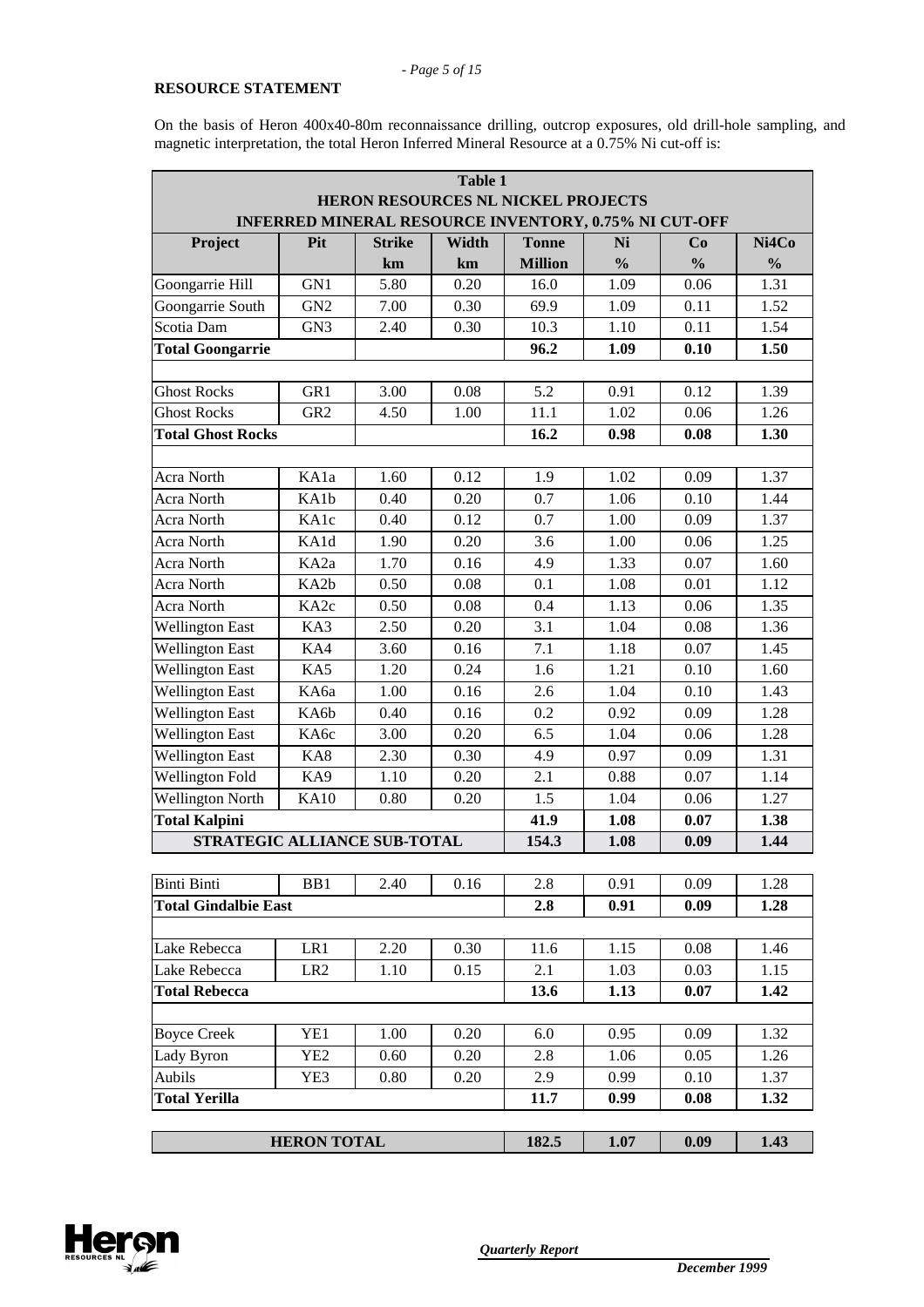## RESOURCE STATEMENT

On the basis of Heron 400x40-80m reconnaissance drilling, outcrop exposures, old drill-hole sampling, and magnetic interpretation, the total Heron Inferred Mineral Resource at a 0.75% Ni cut-off is:

**Table 1**
**HERON RESOURCES NL NICKEL PROJECTS**
**INFERRED MINERAL RESOURCE INVENTORY, 0.75% NI CUT-OFF**

| Project | Pit | Strike km | Width km | Tonne Million | Ni % | Co % | Ni4Co % |
|---|---|---|---|---|---|---|---|
| Goongarrie Hill | GN1 | 5.80 | 0.20 | 16.0 | 1.09 | 0.06 | 1.31 |
| Goongarrie South | GN2 | 7.00 | 0.30 | 69.9 | 1.09 | 0.11 | 1.52 |
| Scotia Dam | GN3 | 2.40 | 0.30 | 10.3 | 1.10 | 0.11 | 1.54 |
| **Total Goongarrie** | | | | **96.2** | **1.09** | **0.10** | **1.50** |
| | | | | | | | |
| Ghost Rocks | GR1 | 3.00 | 0.08 | 5.2 | 0.91 | 0.12 | 1.39 |
| Ghost Rocks | GR2 | 4.50 | 1.00 | 11.1 | 1.02 | 0.06 | 1.26 |
| **Total Ghost Rocks** | | | | **16.2** | **0.98** | **0.08** | **1.30** |
| | | | | | | | |
| Acra North | KA1a | 1.60 | 0.12 | 1.9 | 1.02 | 0.09 | 1.37 |
| Acra North | KA1b | 0.40 | 0.20 | 0.7 | 1.06 | 0.10 | 1.44 |
| Acra North | KA1c | 0.40 | 0.12 | 0.7 | 1.00 | 0.09 | 1.37 |
| Acra North | KA1d | 1.90 | 0.20 | 3.6 | 1.00 | 0.06 | 1.25 |
| Acra North | KA2a | 1.70 | 0.16 | 4.9 | 1.33 | 0.07 | 1.60 |
| Acra North | KA2b | 0.50 | 0.08 | 0.1 | 1.08 | 0.01 | 1.12 |
| Acra North | KA2c | 0.50 | 0.08 | 0.4 | 1.13 | 0.06 | 1.35 |
| Wellington East | KA3 | 2.50 | 0.20 | 3.1 | 1.04 | 0.08 | 1.36 |
| Wellington East | KA4 | 3.60 | 0.16 | 7.1 | 1.18 | 0.07 | 1.45 |
| Wellington East | KA5 | 1.20 | 0.24 | 1.6 | 1.21 | 0.10 | 1.60 |
| Wellington East | KA6a | 1.00 | 0.16 | 2.6 | 1.04 | 0.10 | 1.43 |
| Wellington East | KA6b | 0.40 | 0.16 | 0.2 | 0.92 | 0.09 | 1.28 |
| Wellington East | KA6c | 3.00 | 0.20 | 6.5 | 1.04 | 0.06 | 1.28 |
| Wellington East | KA8 | 2.30 | 0.30 | 4.9 | 0.97 | 0.09 | 1.31 |
| Wellington Fold | KA9 | 1.10 | 0.20 | 2.1 | 0.88 | 0.07 | 1.14 |
| Wellington North | KA10 | 0.80 | 0.20 | 1.5 | 1.04 | 0.06 | 1.27 |
| **Total Kalpini** | | | | **41.9** | **1.08** | **0.07** | **1.38** |
| **STRATEGIC ALLIANCE SUB-TOTAL** | | | | **154.3** | **1.08** | **0.09** | **1.44** |
| | | | | | | | |
| Binti Binti | BB1 | 2.40 | 0.16 | 2.8 | 0.91 | 0.09 | 1.28 |
| **Total Gindalbie East** | | | | **2.8** | **0.91** | **0.09** | **1.28** |
| | | | | | | | |
| Lake Rebecca | LR1 | 2.20 | 0.30 | 11.6 | 1.15 | 0.08 | 1.46 |
| Lake Rebecca | LR2 | 1.10 | 0.15 | 2.1 | 1.03 | 0.03 | 1.15 |
| **Total Rebecca** | | | | **13.6** | **1.13** | **0.07** | **1.42** |
| | | | | | | | |
| Boyce Creek | YE1 | 1.00 | 0.20 | 6.0 | 0.95 | 0.09 | 1.32 |
| Lady Byron | YE2 | 0.60 | 0.20 | 2.8 | 1.06 | 0.05 | 1.26 |
| Aubils | YE3 | 0.80 | 0.20 | 2.9 | 0.99 | 0.10 | 1.37 |
| **Total Yerilla** | | | | **11.7** | **0.99** | **0.08** | **1.32** |
| | | | | | | | |
| **HERON TOTAL** | | | | **182.5** | **1.07** | **0.09** | **1.43** |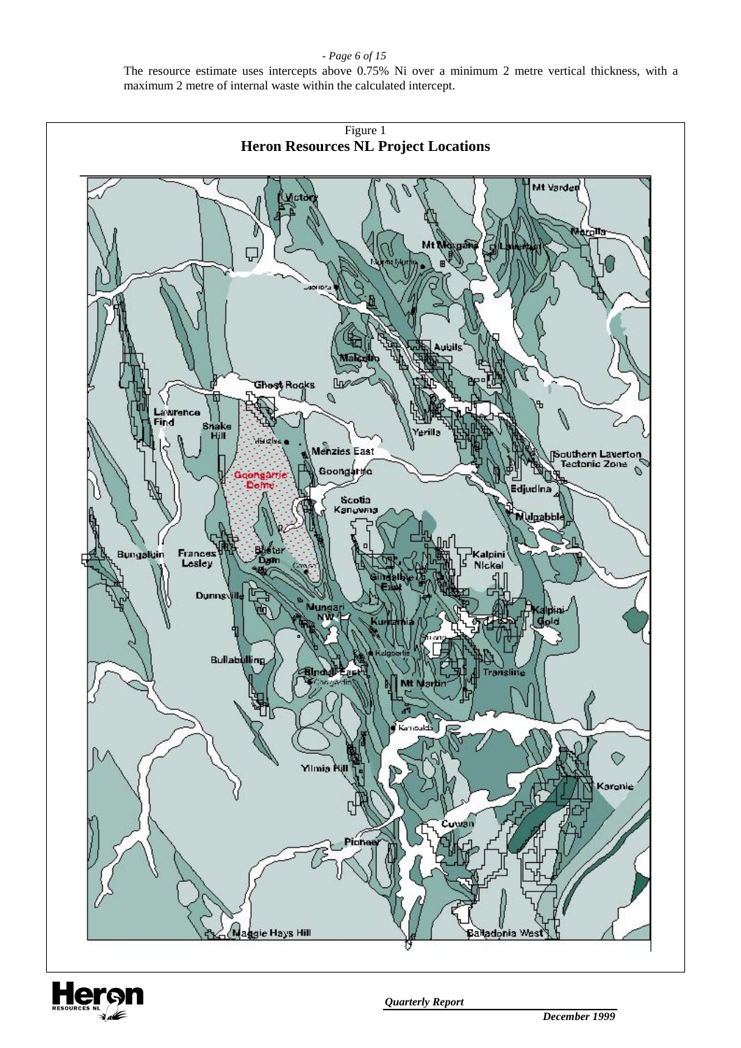The resource estimate uses intercepts above 0.75% Ni over a minimum 2 metre vertical thickness, with a maximum 2 metre of internal waste within the calculated intercept.

Figure 1
**Heron Resources NL Project Locations**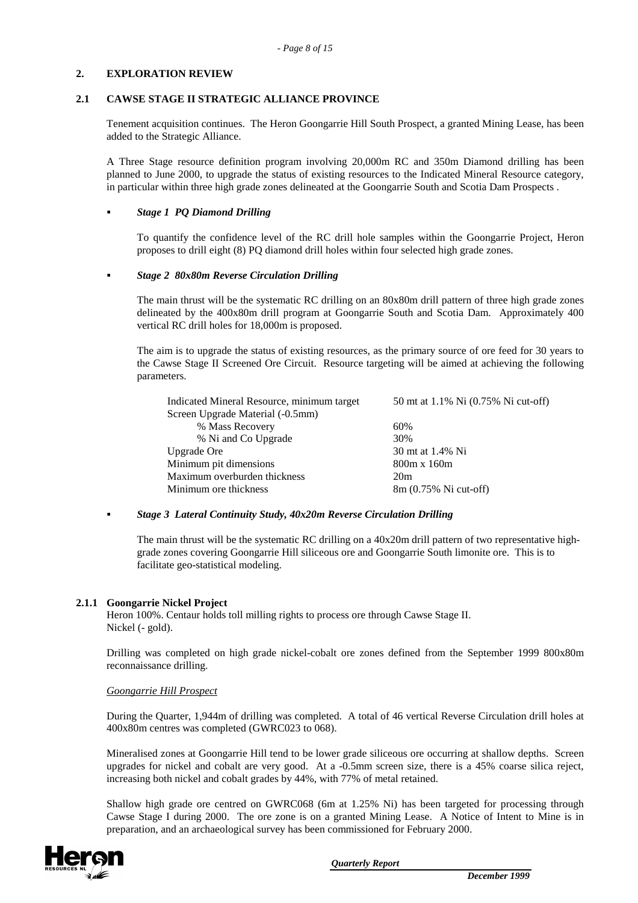## 2. EXPLORATION REVIEW

### 2.1 CAWSE STAGE II STRATEGIC ALLIANCE PROVINCE

Tenement acquisition continues. The Heron Goongarrie Hill South Prospect, a granted Mining Lease, has been added to the Strategic Alliance.

A Three Stage resource definition program involving 20,000m RC and 350m Diamond drilling has been planned to June 2000, to upgrade the status of existing resources to the Indicated Mineral Resource category, in particular within three high grade zones delineated at the Goongarrie South and Scotia Dam Prospects .

- ***Stage 1 PQ Diamond Drilling***

  To quantify the confidence level of the RC drill hole samples within the Goongarrie Project, Heron proposes to drill eight (8) PQ diamond drill holes within four selected high grade zones.

- ***Stage 2 80x80m Reverse Circulation Drilling***

  The main thrust will be the systematic RC drilling on an 80x80m drill pattern of three high grade zones delineated by the 400x80m drill program at Goongarrie South and Scotia Dam. Approximately 400 vertical RC drill holes for 18,000m is proposed.

  The aim is to upgrade the status of existing resources, as the primary source of ore feed for 30 years to the Cawse Stage II Screened Ore Circuit. Resource targeting will be aimed at achieving the following parameters.

  | | |
  |---|---|
  | Indicated Mineral Resource, minimum target | 50 mt at 1.1% Ni (0.75% Ni cut-off) |
  | Screen Upgrade Material (-0.5mm) | |
  | % Mass Recovery | 60% |
  | % Ni and Co Upgrade | 30% |
  | Upgrade Ore | 30 mt at 1.4% Ni |
  | Minimum pit dimensions | 800m x 160m |
  | Maximum overburden thickness | 20m |
  | Minimum ore thickness | 8m (0.75% Ni cut-off) |

- ***Stage 3 Lateral Continuity Study, 40x20m Reverse Circulation Drilling***

  The main thrust will be the systematic RC drilling on a 40x20m drill pattern of two representative high-grade zones covering Goongarrie Hill siliceous ore and Goongarrie South limonite ore. This is to facilitate geo-statistical modeling.

#### 2.1.1 Goongarrie Nickel Project

Heron 100%. Centaur holds toll milling rights to process ore through Cawse Stage II.
Nickel (- gold).

Drilling was completed on high grade nickel-cobalt ore zones defined from the September 1999 800x80m reconnaissance drilling.

*Goongarrie Hill Prospect*

During the Quarter, 1,944m of drilling was completed. A total of 46 vertical Reverse Circulation drill holes at 400x80m centres was completed (GWRC023 to 068).

Mineralised zones at Goongarrie Hill tend to be lower grade siliceous ore occurring at shallow depths. Screen upgrades for nickel and cobalt are very good. At a -0.5mm screen size, there is a 45% coarse silica reject, increasing both nickel and cobalt grades by 44%, with 77% of metal retained.

Shallow high grade ore centred on GWRC068 (6m at 1.25% Ni) has been targeted for processing through Cawse Stage I during 2000. The ore zone is on a granted Mining Lease. A Notice of Intent to Mine is in preparation, and an archaeological survey has been commissioned for February 2000.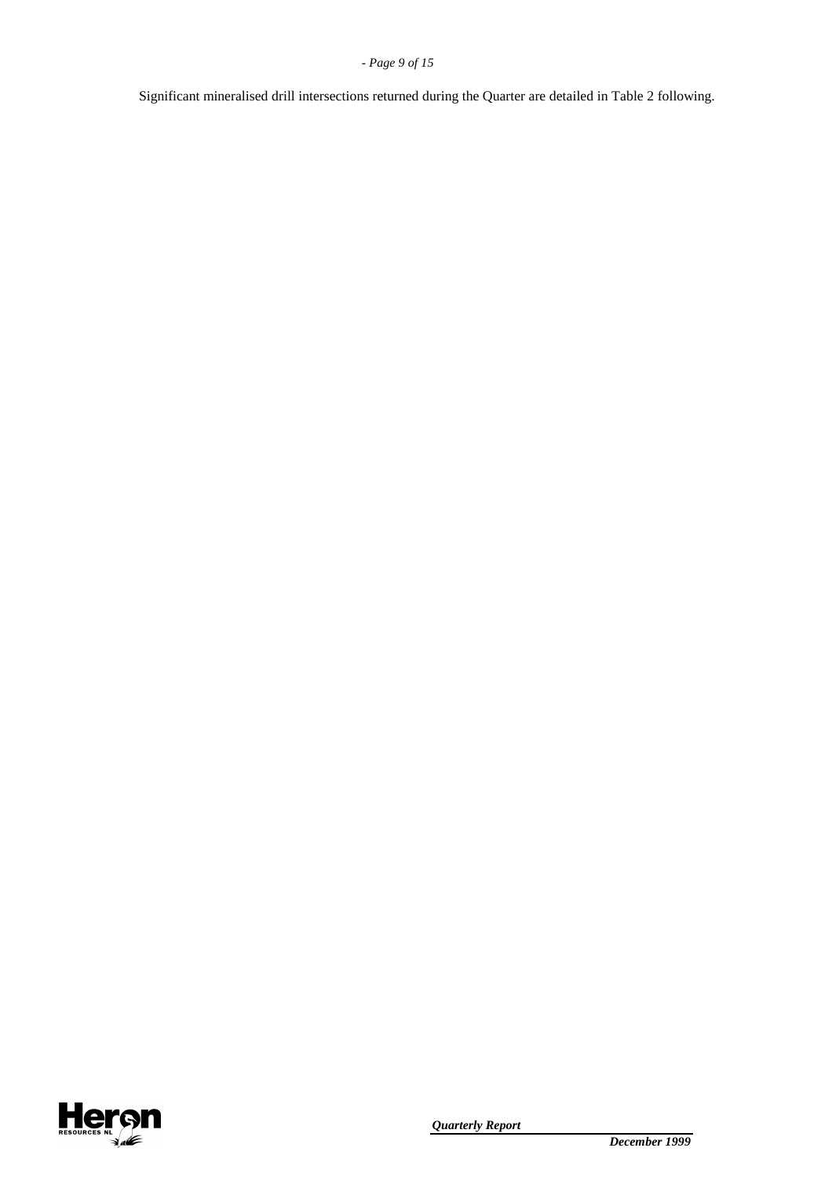Significant mineralised drill intersections returned during the Quarter are detailed in Table 2 following.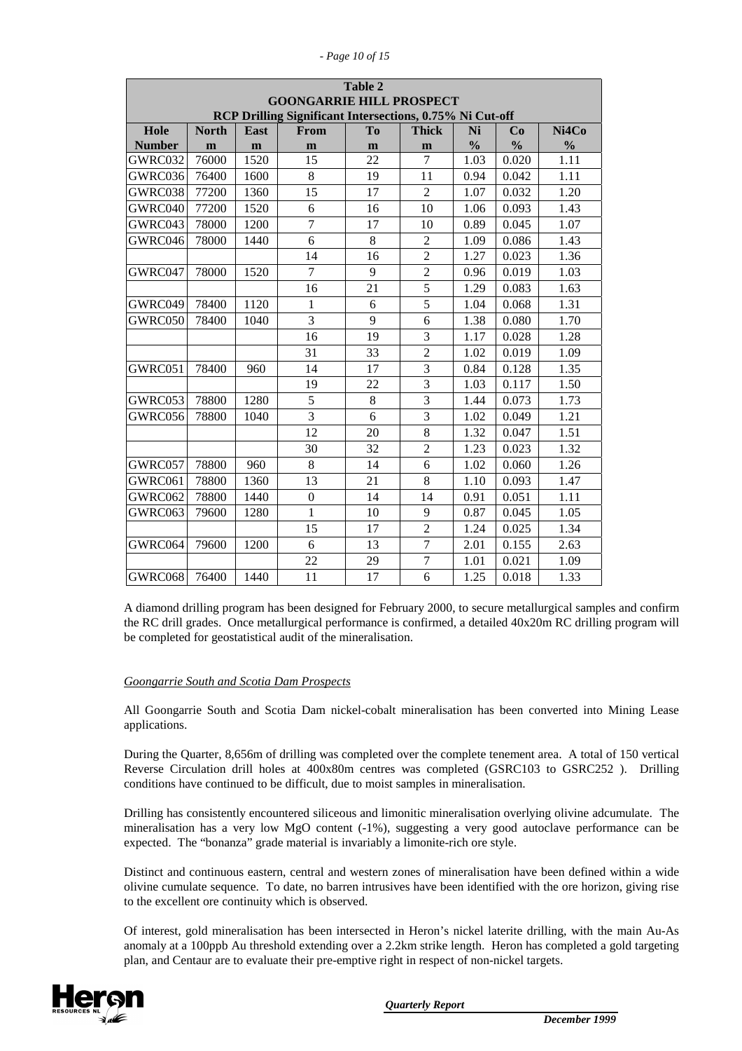| Table 2<br>GOONGARRIE HILL PROSPECT<br>RCP Drilling Significant Intersections, 0.75% Ni Cut-off | | | | | | | | |
|---|---|---|---|---|---|---|---|---|
| Hole Number | North m | East m | From m | To m | Thick m | Ni % | Co % | Ni4Co % |
| GWRC032 | 76000 | 1520 | 15 | 22 | 7 | 1.03 | 0.020 | 1.11 |
| GWRC036 | 76400 | 1600 | 8 | 19 | 11 | 0.94 | 0.042 | 1.11 |
| GWRC038 | 77200 | 1360 | 15 | 17 | 2 | 1.07 | 0.032 | 1.20 |
| GWRC040 | 77200 | 1520 | 6 | 16 | 10 | 1.06 | 0.093 | 1.43 |
| GWRC043 | 78000 | 1200 | 7 | 17 | 10 | 0.89 | 0.045 | 1.07 |
| GWRC046 | 78000 | 1440 | 6 | 8 | 2 | 1.09 | 0.086 | 1.43 |
| | | | 14 | 16 | 2 | 1.27 | 0.023 | 1.36 |
| GWRC047 | 78000 | 1520 | 7 | 9 | 2 | 0.96 | 0.019 | 1.03 |
| | | | 16 | 21 | 5 | 1.29 | 0.083 | 1.63 |
| GWRC049 | 78400 | 1120 | 1 | 6 | 5 | 1.04 | 0.068 | 1.31 |
| GWRC050 | 78400 | 1040 | 3 | 9 | 6 | 1.38 | 0.080 | 1.70 |
| | | | 16 | 19 | 3 | 1.17 | 0.028 | 1.28 |
| | | | 31 | 33 | 2 | 1.02 | 0.019 | 1.09 |
| GWRC051 | 78400 | 960 | 14 | 17 | 3 | 0.84 | 0.128 | 1.35 |
| | | | 19 | 22 | 3 | 1.03 | 0.117 | 1.50 |
| GWRC053 | 78800 | 1280 | 5 | 8 | 3 | 1.44 | 0.073 | 1.73 |
| GWRC056 | 78800 | 1040 | 3 | 6 | 3 | 1.02 | 0.049 | 1.21 |
| | | | 12 | 20 | 8 | 1.32 | 0.047 | 1.51 |
| | | | 30 | 32 | 2 | 1.23 | 0.023 | 1.32 |
| GWRC057 | 78800 | 960 | 8 | 14 | 6 | 1.02 | 0.060 | 1.26 |
| GWRC061 | 78800 | 1360 | 13 | 21 | 8 | 1.10 | 0.093 | 1.47 |
| GWRC062 | 78800 | 1440 | 0 | 14 | 14 | 0.91 | 0.051 | 1.11 |
| GWRC063 | 79600 | 1280 | 1 | 10 | 9 | 0.87 | 0.045 | 1.05 |
| | | | 15 | 17 | 2 | 1.24 | 0.025 | 1.34 |
| GWRC064 | 79600 | 1200 | 6 | 13 | 7 | 2.01 | 0.155 | 2.63 |
| | | | 22 | 29 | 7 | 1.01 | 0.021 | 1.09 |
| GWRC068 | 76400 | 1440 | 11 | 17 | 6 | 1.25 | 0.018 | 1.33 |

A diamond drilling program has been designed for February 2000, to secure metallurgical samples and confirm the RC drill grades. Once metallurgical performance is confirmed, a detailed 40x20m RC drilling program will be completed for geostatistical audit of the mineralisation.

*Goongarrie South and Scotia Dam Prospects*

All Goongarrie South and Scotia Dam nickel-cobalt mineralisation has been converted into Mining Lease applications.

During the Quarter, 8,656m of drilling was completed over the complete tenement area. A total of 150 vertical Reverse Circulation drill holes at 400x80m centres was completed (GSRC103 to GSRC252 ). Drilling conditions have continued to be difficult, due to moist samples in mineralisation.

Drilling has consistently encountered siliceous and limonitic mineralisation overlying olivine adcumulate. The mineralisation has a very low MgO content (-1%), suggesting a very good autoclave performance can be expected. The "bonanza" grade material is invariably a limonite-rich ore style.

Distinct and continuous eastern, central and western zones of mineralisation have been defined within a wide olivine cumulate sequence. To date, no barren intrusives have been identified with the ore horizon, giving rise to the excellent ore continuity which is observed.

Of interest, gold mineralisation has been intersected in Heron's nickel laterite drilling, with the main Au-As anomaly at a 100ppb Au threshold extending over a 2.2km strike length. Heron has completed a gold targeting plan, and Centaur are to evaluate their pre-emptive right in respect of non-nickel targets.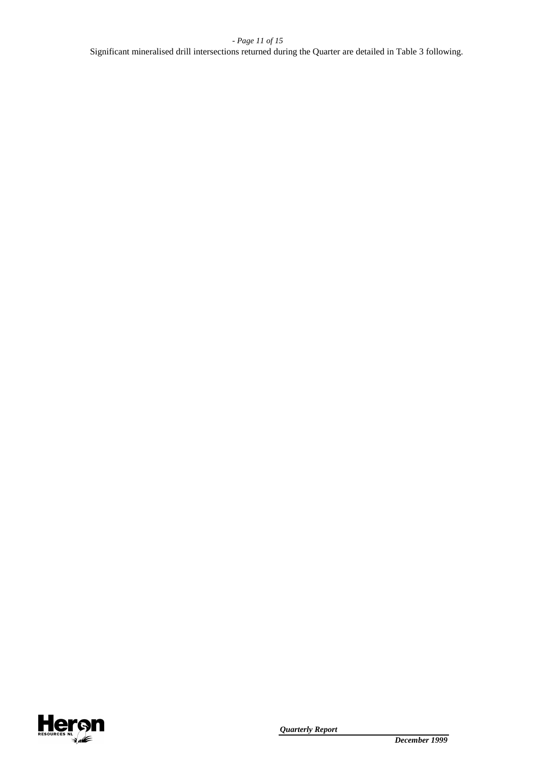Significant mineralised drill intersections returned during the Quarter are detailed in Table 3 following.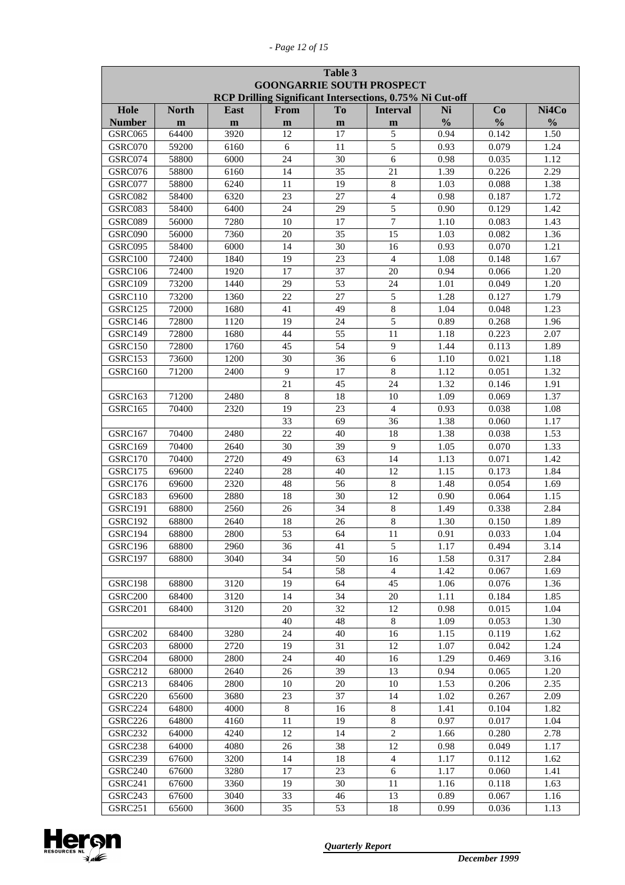**Table 3**
**GOONGARRIE SOUTH PROSPECT**
**RCP Drilling Significant Intersections, 0.75% Ni Cut-off**

| Hole Number | North m | East m | From m | To m | Interval m | Ni % | Co % | Ni4Co % |
|---|---|---|---|---|---|---|---|---|
| GSRC065 | 64400 | 3920 | 12 | 17 | 5 | 0.94 | 0.142 | 1.50 |
| GSRC070 | 59200 | 6160 | 6 | 11 | 5 | 0.93 | 0.079 | 1.24 |
| GSRC074 | 58800 | 6000 | 24 | 30 | 6 | 0.98 | 0.035 | 1.12 |
| GSRC076 | 58800 | 6160 | 14 | 35 | 21 | 1.39 | 0.226 | 2.29 |
| GSRC077 | 58800 | 6240 | 11 | 19 | 8 | 1.03 | 0.088 | 1.38 |
| GSRC082 | 58400 | 6320 | 23 | 27 | 4 | 0.98 | 0.187 | 1.72 |
| GSRC083 | 58400 | 6400 | 24 | 29 | 5 | 0.90 | 0.129 | 1.42 |
| GSRC089 | 56000 | 7280 | 10 | 17 | 7 | 1.10 | 0.083 | 1.43 |
| GSRC090 | 56000 | 7360 | 20 | 35 | 15 | 1.03 | 0.082 | 1.36 |
| GSRC095 | 58400 | 6000 | 14 | 30 | 16 | 0.93 | 0.070 | 1.21 |
| GSRC100 | 72400 | 1840 | 19 | 23 | 4 | 1.08 | 0.148 | 1.67 |
| GSRC106 | 72400 | 1920 | 17 | 37 | 20 | 0.94 | 0.066 | 1.20 |
| GSRC109 | 73200 | 1440 | 29 | 53 | 24 | 1.01 | 0.049 | 1.20 |
| GSRC110 | 73200 | 1360 | 22 | 27 | 5 | 1.28 | 0.127 | 1.79 |
| GSRC125 | 72000 | 1680 | 41 | 49 | 8 | 1.04 | 0.048 | 1.23 |
| GSRC146 | 72800 | 1120 | 19 | 24 | 5 | 0.89 | 0.268 | 1.96 |
| GSRC149 | 72800 | 1680 | 44 | 55 | 11 | 1.18 | 0.223 | 2.07 |
| GSRC150 | 72800 | 1760 | 45 | 54 | 9 | 1.44 | 0.113 | 1.89 |
| GSRC153 | 73600 | 1200 | 30 | 36 | 6 | 1.10 | 0.021 | 1.18 |
| GSRC160 | 71200 | 2400 | 9 | 17 | 8 | 1.12 | 0.051 | 1.32 |
| | | | 21 | 45 | 24 | 1.32 | 0.146 | 1.91 |
| GSRC163 | 71200 | 2480 | 8 | 18 | 10 | 1.09 | 0.069 | 1.37 |
| GSRC165 | 70400 | 2320 | 19 | 23 | 4 | 0.93 | 0.038 | 1.08 |
| | | | 33 | 69 | 36 | 1.38 | 0.060 | 1.17 |
| GSRC167 | 70400 | 2480 | 22 | 40 | 18 | 1.38 | 0.038 | 1.53 |
| GSRC169 | 70400 | 2640 | 30 | 39 | 9 | 1.05 | 0.070 | 1.33 |
| GSRC170 | 70400 | 2720 | 49 | 63 | 14 | 1.13 | 0.071 | 1.42 |
| GSRC175 | 69600 | 2240 | 28 | 40 | 12 | 1.15 | 0.173 | 1.84 |
| GSRC176 | 69600 | 2320 | 48 | 56 | 8 | 1.48 | 0.054 | 1.69 |
| GSRC183 | 69600 | 2880 | 18 | 30 | 12 | 0.90 | 0.064 | 1.15 |
| GSRC191 | 68800 | 2560 | 26 | 34 | 8 | 1.49 | 0.338 | 2.84 |
| GSRC192 | 68800 | 2640 | 18 | 26 | 8 | 1.30 | 0.150 | 1.89 |
| GSRC194 | 68800 | 2800 | 53 | 64 | 11 | 0.91 | 0.033 | 1.04 |
| GSRC196 | 68800 | 2960 | 36 | 41 | 5 | 1.17 | 0.494 | 3.14 |
| GSRC197 | 68800 | 3040 | 34 | 50 | 16 | 1.58 | 0.317 | 2.84 |
| | | | 54 | 58 | 4 | 1.42 | 0.067 | 1.69 |
| GSRC198 | 68800 | 3120 | 19 | 64 | 45 | 1.06 | 0.076 | 1.36 |
| GSRC200 | 68400 | 3120 | 14 | 34 | 20 | 1.11 | 0.184 | 1.85 |
| GSRC201 | 68400 | 3120 | 20 | 32 | 12 | 0.98 | 0.015 | 1.04 |
| | | | 40 | 48 | 8 | 1.09 | 0.053 | 1.30 |
| GSRC202 | 68400 | 3280 | 24 | 40 | 16 | 1.15 | 0.119 | 1.62 |
| GSRC203 | 68000 | 2720 | 19 | 31 | 12 | 1.07 | 0.042 | 1.24 |
| GSRC204 | 68000 | 2800 | 24 | 40 | 16 | 1.29 | 0.469 | 3.16 |
| GSRC212 | 68000 | 2640 | 26 | 39 | 13 | 0.94 | 0.065 | 1.20 |
| GSRC213 | 68406 | 2800 | 10 | 20 | 10 | 1.53 | 0.206 | 2.35 |
| GSRC220 | 65600 | 3680 | 23 | 37 | 14 | 1.02 | 0.267 | 2.09 |
| GSRC224 | 64800 | 4000 | 8 | 16 | 8 | 1.41 | 0.104 | 1.82 |
| GSRC226 | 64800 | 4160 | 11 | 19 | 8 | 0.97 | 0.017 | 1.04 |
| GSRC232 | 64000 | 4240 | 12 | 14 | 2 | 1.66 | 0.280 | 2.78 |
| GSRC238 | 64000 | 4080 | 26 | 38 | 12 | 0.98 | 0.049 | 1.17 |
| GSRC239 | 67600 | 3200 | 14 | 18 | 4 | 1.17 | 0.112 | 1.62 |
| GSRC240 | 67600 | 3280 | 17 | 23 | 6 | 1.17 | 0.060 | 1.41 |
| GSRC241 | 67600 | 3360 | 19 | 30 | 11 | 1.16 | 0.118 | 1.63 |
| GSRC243 | 67600 | 3040 | 33 | 46 | 13 | 0.89 | 0.067 | 1.16 |
| GSRC251 | 65600 | 3600 | 35 | 53 | 18 | 0.99 | 0.036 | 1.13 |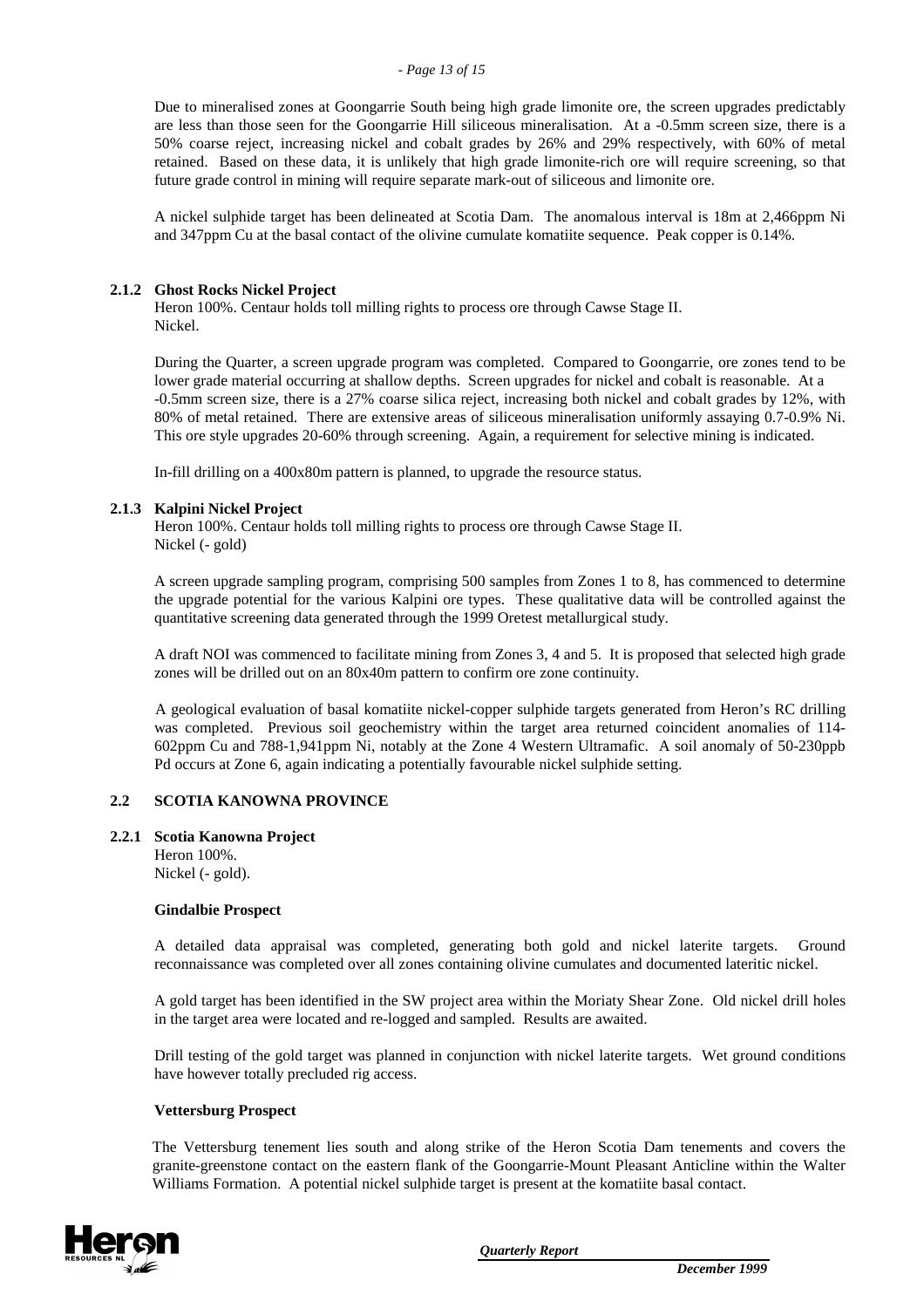Due to mineralised zones at Goongarrie South being high grade limonite ore, the screen upgrades predictably are less than those seen for the Goongarrie Hill siliceous mineralisation. At a -0.5mm screen size, there is a 50% coarse reject, increasing nickel and cobalt grades by 26% and 29% respectively, with 60% of metal retained. Based on these data, it is unlikely that high grade limonite-rich ore will require screening, so that future grade control in mining will require separate mark-out of siliceous and limonite ore.

A nickel sulphide target has been delineated at Scotia Dam. The anomalous interval is 18m at 2,466ppm Ni and 347ppm Cu at the basal contact of the olivine cumulate komatiite sequence. Peak copper is 0.14%.

### 2.1.2 Ghost Rocks Nickel Project

Heron 100%. Centaur holds toll milling rights to process ore through Cawse Stage II.
Nickel.

During the Quarter, a screen upgrade program was completed. Compared to Goongarrie, ore zones tend to be lower grade material occurring at shallow depths. Screen upgrades for nickel and cobalt is reasonable. At a -0.5mm screen size, there is a 27% coarse silica reject, increasing both nickel and cobalt grades by 12%, with 80% of metal retained. There are extensive areas of siliceous mineralisation uniformly assaying 0.7-0.9% Ni. This ore style upgrades 20-60% through screening. Again, a requirement for selective mining is indicated.

In-fill drilling on a 400x80m pattern is planned, to upgrade the resource status.

### 2.1.3 Kalpini Nickel Project

Heron 100%. Centaur holds toll milling rights to process ore through Cawse Stage II.
Nickel (- gold)

A screen upgrade sampling program, comprising 500 samples from Zones 1 to 8, has commenced to determine the upgrade potential for the various Kalpini ore types. These qualitative data will be controlled against the quantitative screening data generated through the 1999 Oretest metallurgical study.

A draft NOI was commenced to facilitate mining from Zones 3, 4 and 5. It is proposed that selected high grade zones will be drilled out on an 80x40m pattern to confirm ore zone continuity.

A geological evaluation of basal komatiite nickel-copper sulphide targets generated from Heron's RC drilling was completed. Previous soil geochemistry within the target area returned coincident anomalies of 114-602ppm Cu and 788-1,941ppm Ni, notably at the Zone 4 Western Ultramafic. A soil anomaly of 50-230ppb Pd occurs at Zone 6, again indicating a potentially favourable nickel sulphide setting.

## 2.2 SCOTIA KANOWNA PROVINCE

### 2.2.1 Scotia Kanowna Project

Heron 100%.
Nickel (- gold).

**Gindalbie Prospect**

A detailed data appraisal was completed, generating both gold and nickel laterite targets. Ground reconnaissance was completed over all zones containing olivine cumulates and documented lateritic nickel.

A gold target has been identified in the SW project area within the Moriaty Shear Zone. Old nickel drill holes in the target area were located and re-logged and sampled. Results are awaited.

Drill testing of the gold target was planned in conjunction with nickel laterite targets. Wet ground conditions have however totally precluded rig access.

**Vettersburg Prospect**

The Vettersburg tenement lies south and along strike of the Heron Scotia Dam tenements and covers the granite-greenstone contact on the eastern flank of the Goongarrie-Mount Pleasant Anticline within the Walter Williams Formation. A potential nickel sulphide target is present at the komatiite basal contact.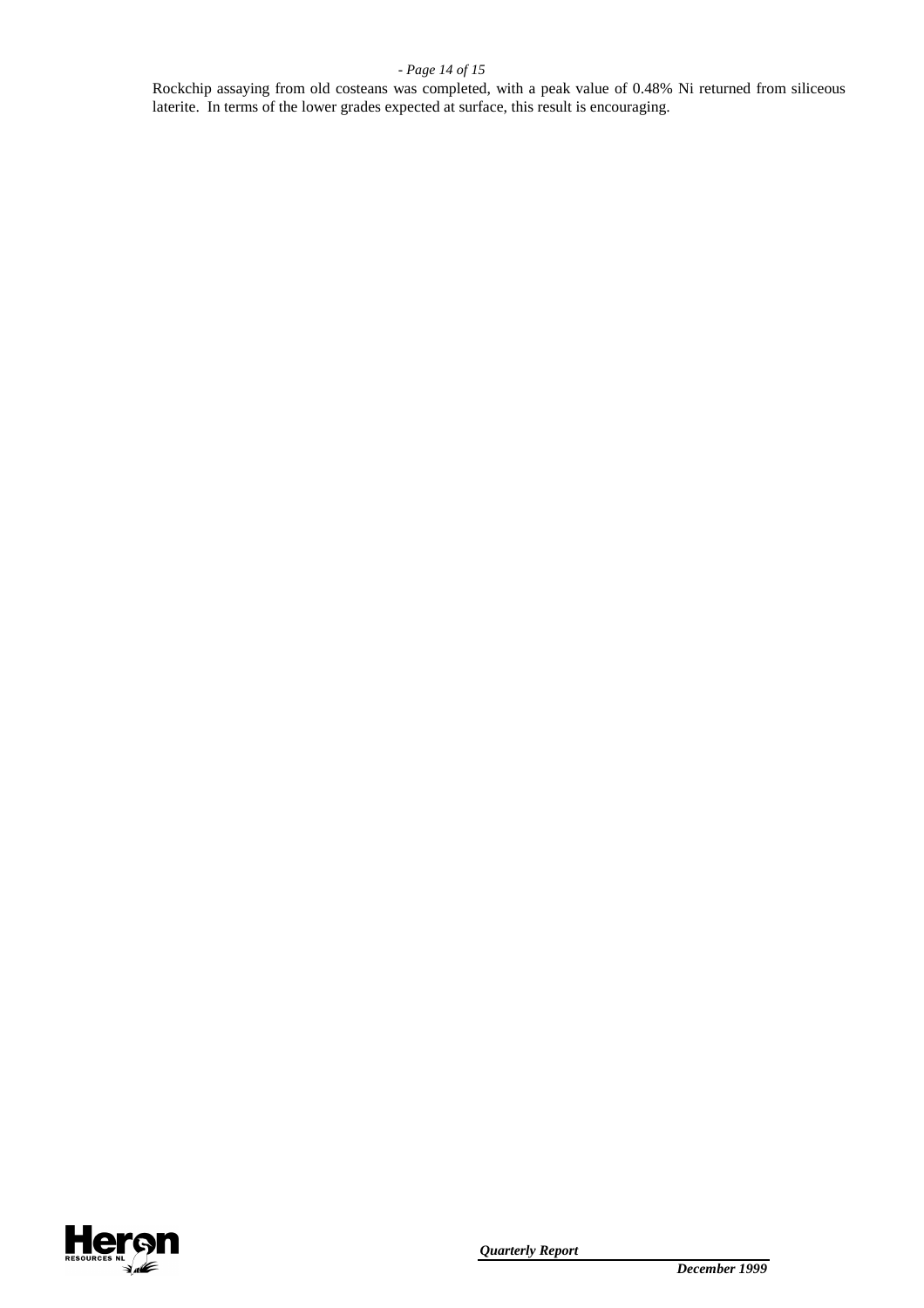Rockchip assaying from old costeans was completed, with a peak value of 0.48% Ni returned from siliceous laterite. In terms of the lower grades expected at surface, this result is encouraging.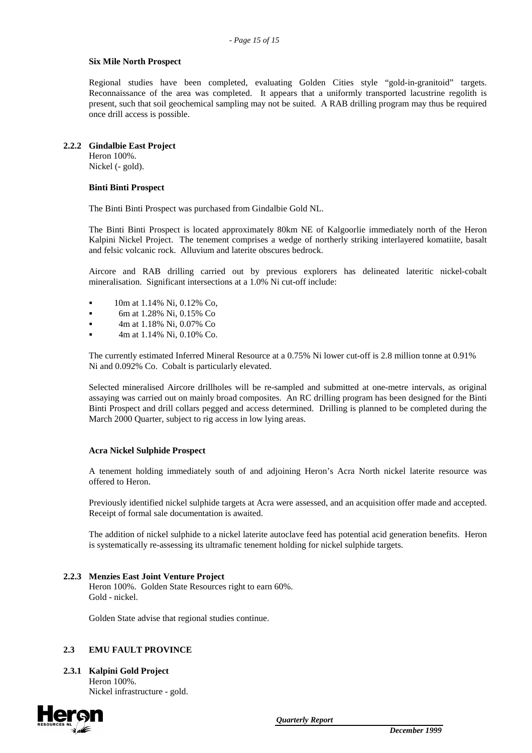**Six Mile North Prospect**

Regional studies have been completed, evaluating Golden Cities style "gold-in-granitoid" targets. Reconnaissance of the area was completed. It appears that a uniformly transported lacustrine regolith is present, such that soil geochemical sampling may not be suited. A RAB drilling program may thus be required once drill access is possible.

### 2.2.2 Gindalbie East Project

Heron 100%.
Nickel (- gold).

**Binti Binti Prospect**

The Binti Binti Prospect was purchased from Gindalbie Gold NL.

The Binti Binti Prospect is located approximately 80km NE of Kalgoorlie immediately north of the Heron Kalpini Nickel Project. The tenement comprises a wedge of northerly striking interlayered komatiite, basalt and felsic volcanic rock. Alluvium and laterite obscures bedrock.

Aircore and RAB drilling carried out by previous explorers has delineated lateritic nickel-cobalt mineralisation. Significant intersections at a 1.0% Ni cut-off include:

- 10m at 1.14% Ni, 0.12% Co,
- 6m at 1.28% Ni, 0.15% Co
- 4m at 1.18% Ni, 0.07% Co
- 4m at 1.14% Ni, 0.10% Co.

The currently estimated Inferred Mineral Resource at a 0.75% Ni lower cut-off is 2.8 million tonne at 0.91% Ni and 0.092% Co. Cobalt is particularly elevated.

Selected mineralised Aircore drillholes will be re-sampled and submitted at one-metre intervals, as original assaying was carried out on mainly broad composites. An RC drilling program has been designed for the Binti Binti Prospect and drill collars pegged and access determined. Drilling is planned to be completed during the March 2000 Quarter, subject to rig access in low lying areas.

**Acra Nickel Sulphide Prospect**

A tenement holding immediately south of and adjoining Heron's Acra North nickel laterite resource was offered to Heron.

Previously identified nickel sulphide targets at Acra were assessed, and an acquisition offer made and accepted. Receipt of formal sale documentation is awaited.

The addition of nickel sulphide to a nickel laterite autoclave feed has potential acid generation benefits. Heron is systematically re-assessing its ultramafic tenement holding for nickel sulphide targets.

### 2.2.3 Menzies East Joint Venture Project

Heron 100%. Golden State Resources right to earn 60%.
Gold - nickel.

Golden State advise that regional studies continue.

## 2.3 EMU FAULT PROVINCE

### 2.3.1 Kalpini Gold Project

Heron 100%.
Nickel infrastructure - gold.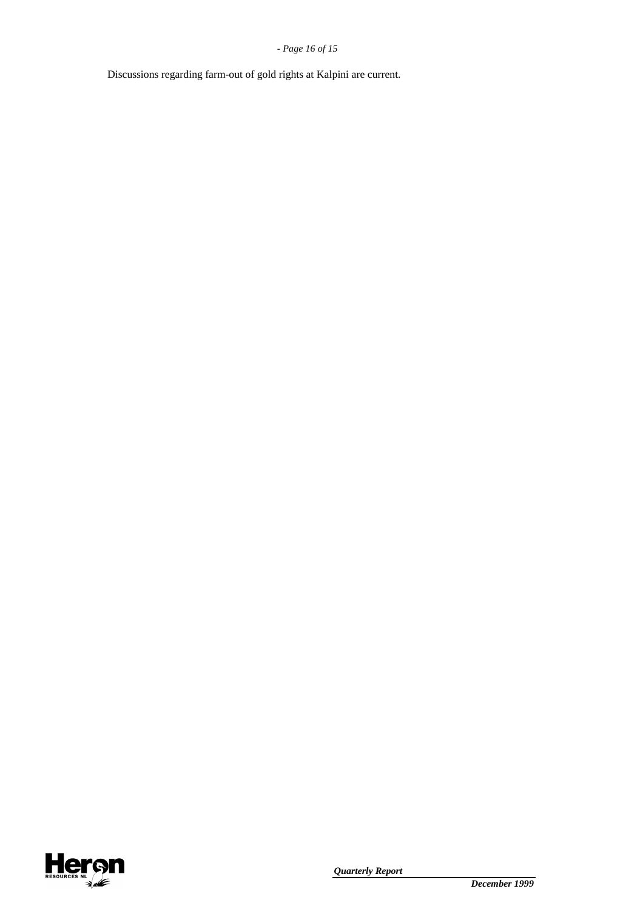Discussions regarding farm-out of gold rights at Kalpini are current.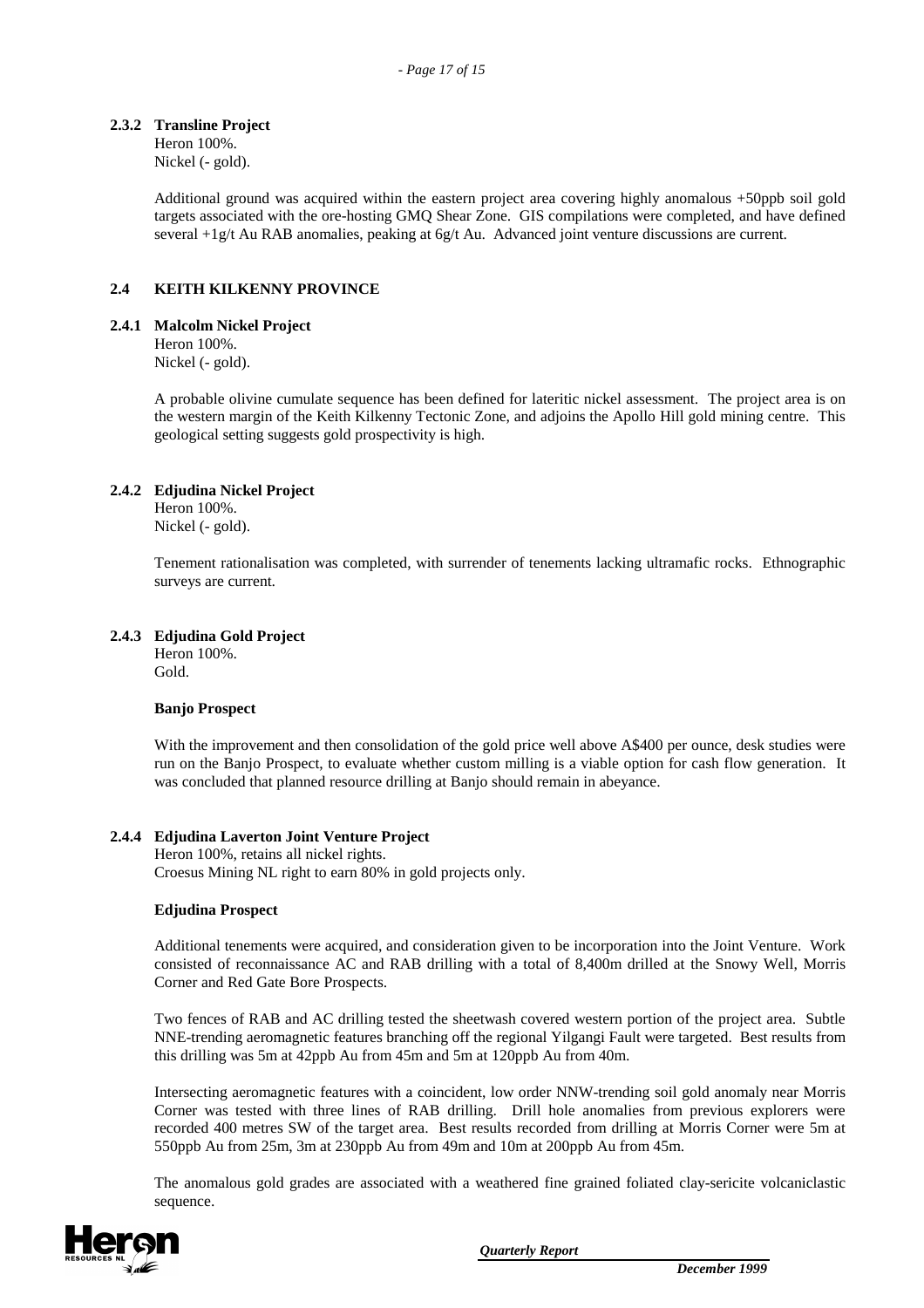### 2.3.2 Transline Project

Heron 100%.
Nickel (- gold).

Additional ground was acquired within the eastern project area covering highly anomalous +50ppb soil gold targets associated with the ore-hosting GMQ Shear Zone. GIS compilations were completed, and have defined several +1g/t Au RAB anomalies, peaking at 6g/t Au. Advanced joint venture discussions are current.

## 2.4 KEITH KILKENNY PROVINCE

### 2.4.1 Malcolm Nickel Project

Heron 100%.
Nickel (- gold).

A probable olivine cumulate sequence has been defined for lateritic nickel assessment. The project area is on the western margin of the Keith Kilkenny Tectonic Zone, and adjoins the Apollo Hill gold mining centre. This geological setting suggests gold prospectivity is high.

### 2.4.2 Edjudina Nickel Project

Heron 100%.
Nickel (- gold).

Tenement rationalisation was completed, with surrender of tenements lacking ultramafic rocks. Ethnographic surveys are current.

### 2.4.3 Edjudina Gold Project

Heron 100%.
Gold.

**Banjo Prospect**

With the improvement and then consolidation of the gold price well above A$400 per ounce, desk studies were run on the Banjo Prospect, to evaluate whether custom milling is a viable option for cash flow generation. It was concluded that planned resource drilling at Banjo should remain in abeyance.

### 2.4.4 Edjudina Laverton Joint Venture Project

Heron 100%, retains all nickel rights.
Croesus Mining NL right to earn 80% in gold projects only.

**Edjudina Prospect**

Additional tenements were acquired, and consideration given to be incorporation into the Joint Venture. Work consisted of reconnaissance AC and RAB drilling with a total of 8,400m drilled at the Snowy Well, Morris Corner and Red Gate Bore Prospects.

Two fences of RAB and AC drilling tested the sheetwash covered western portion of the project area. Subtle NNE-trending aeromagnetic features branching off the regional Yilgangi Fault were targeted. Best results from this drilling was 5m at 42ppb Au from 45m and 5m at 120ppb Au from 40m.

Intersecting aeromagnetic features with a coincident, low order NNW-trending soil gold anomaly near Morris Corner was tested with three lines of RAB drilling. Drill hole anomalies from previous explorers were recorded 400 metres SW of the target area. Best results recorded from drilling at Morris Corner were 5m at 550ppb Au from 25m, 3m at 230ppb Au from 49m and 10m at 200ppb Au from 45m.

The anomalous gold grades are associated with a weathered fine grained foliated clay-sericite volcaniclastic sequence.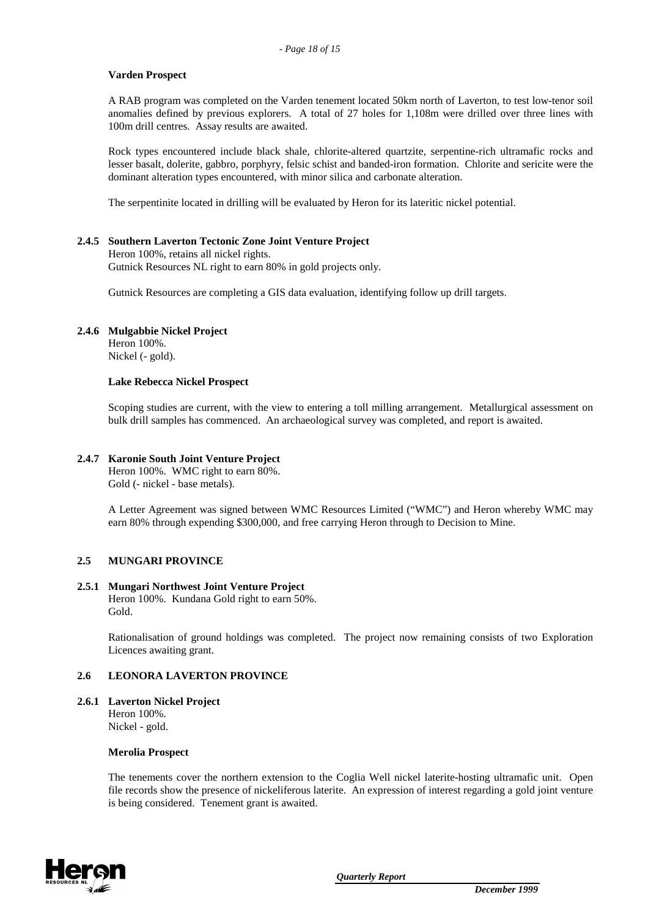**Varden Prospect**

A RAB program was completed on the Varden tenement located 50km north of Laverton, to test low-tenor soil anomalies defined by previous explorers. A total of 27 holes for 1,108m were drilled over three lines with 100m drill centres. Assay results are awaited.

Rock types encountered include black shale, chlorite-altered quartzite, serpentine-rich ultramafic rocks and lesser basalt, dolerite, gabbro, porphyry, felsic schist and banded-iron formation. Chlorite and sericite were the dominant alteration types encountered, with minor silica and carbonate alteration.

The serpentinite located in drilling will be evaluated by Heron for its lateritic nickel potential.

### 2.4.5 Southern Laverton Tectonic Zone Joint Venture Project

Heron 100%, retains all nickel rights.
Gutnick Resources NL right to earn 80% in gold projects only.

Gutnick Resources are completing a GIS data evaluation, identifying follow up drill targets.

### 2.4.6 Mulgabbie Nickel Project

Heron 100%.
Nickel (- gold).

**Lake Rebecca Nickel Prospect**

Scoping studies are current, with the view to entering a toll milling arrangement. Metallurgical assessment on bulk drill samples has commenced. An archaeological survey was completed, and report is awaited.

### 2.4.7 Karonie South Joint Venture Project

Heron 100%. WMC right to earn 80%.
Gold (- nickel - base metals).

A Letter Agreement was signed between WMC Resources Limited ("WMC") and Heron whereby WMC may earn 80% through expending $300,000, and free carrying Heron through to Decision to Mine.

## 2.5 MUNGARI PROVINCE

### 2.5.1 Mungari Northwest Joint Venture Project

Heron 100%. Kundana Gold right to earn 50%.
Gold.

Rationalisation of ground holdings was completed. The project now remaining consists of two Exploration Licences awaiting grant.

## 2.6 LEONORA LAVERTON PROVINCE

### 2.6.1 Laverton Nickel Project

Heron 100%.
Nickel - gold.

**Merolia Prospect**

The tenements cover the northern extension to the Coglia Well nickel laterite-hosting ultramafic unit. Open file records show the presence of nickeliferous laterite. An expression of interest regarding a gold joint venture is being considered. Tenement grant is awaited.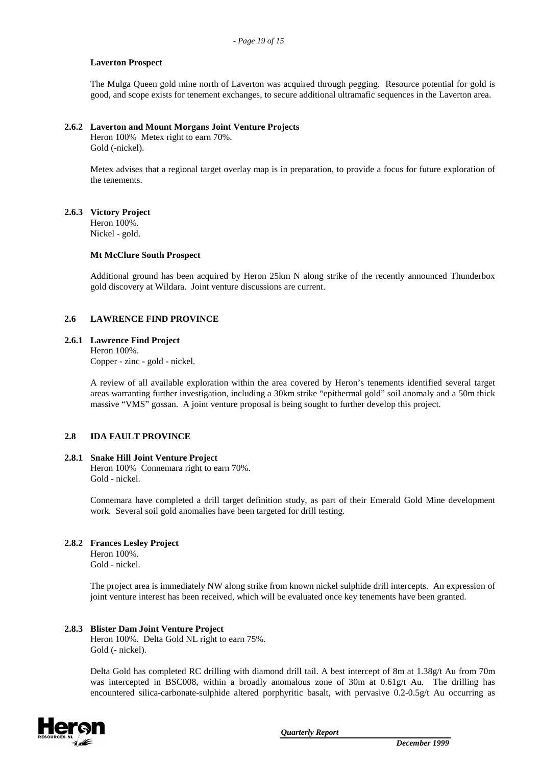#### Laverton Prospect

The Mulga Queen gold mine north of Laverton was acquired through pegging. Resource potential for gold is good, and scope exists for tenement exchanges, to secure additional ultramafic sequences in the Laverton area.

### 2.6.2 Laverton and Mount Morgans Joint Venture Projects

Heron 100% Metex right to earn 70%.
Gold (-nickel).

Metex advises that a regional target overlay map is in preparation, to provide a focus for future exploration of the tenements.

### 2.6.3 Victory Project

Heron 100%.
Nickel - gold.

#### Mt McClure South Prospect

Additional ground has been acquired by Heron 25km N along strike of the recently announced Thunderbox gold discovery at Wildara. Joint venture discussions are current.

## 2.6 LAWRENCE FIND PROVINCE

### 2.6.1 Lawrence Find Project

Heron 100%.
Copper - zinc - gold - nickel.

A review of all available exploration within the area covered by Heron's tenements identified several target areas warranting further investigation, including a 30km strike "epithermal gold" soil anomaly and a 50m thick massive "VMS" gossan. A joint venture proposal is being sought to further develop this project.

## 2.8 IDA FAULT PROVINCE

### 2.8.1 Snake Hill Joint Venture Project

Heron 100% Connemara right to earn 70%.
Gold - nickel.

Connemara have completed a drill target definition study, as part of their Emerald Gold Mine development work. Several soil gold anomalies have been targeted for drill testing.

### 2.8.2 Frances Lesley Project

Heron 100%.
Gold - nickel.

The project area is immediately NW along strike from known nickel sulphide drill intercepts. An expression of joint venture interest has been received, which will be evaluated once key tenements have been granted.

### 2.8.3 Blister Dam Joint Venture Project

Heron 100%. Delta Gold NL right to earn 75%.
Gold (- nickel).

Delta Gold has completed RC drilling with diamond drill tail. A best intercept of 8m at 1.38g/t Au from 70m was intercepted in BSC008, within a broadly anomalous zone of 30m at 0.61g/t Au. The drilling has encountered silica-carbonate-sulphide altered porphyritic basalt, with pervasive 0.2-0.5g/t Au occurring as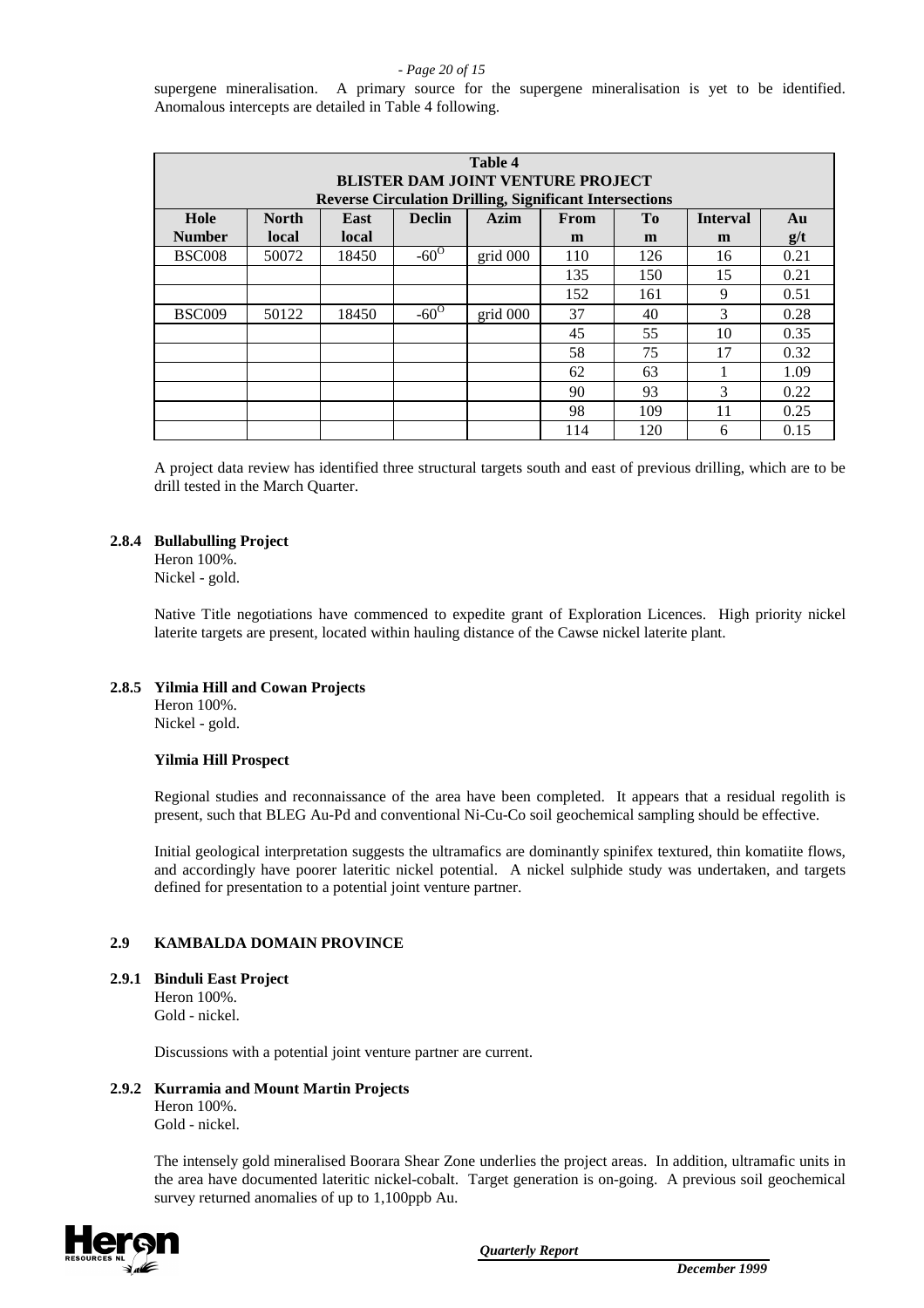supergene mineralisation. A primary source for the supergene mineralisation is yet to be identified. Anomalous intercepts are detailed in Table 4 following.

| Table 4<br>BLISTER DAM JOINT VENTURE PROJECT<br>Reverse Circulation Drilling, Significant Intersections | | | | | | | | |
|---|---|---|---|---|---|---|---|---|
| **Hole Number** | **North local** | **East local** | **Declin** | **Azim** | **From m** | **To m** | **Interval m** | **Au g/t** |
| BSC008 | 50072 | 18450 | $-60^{O}$ | grid 000 | 110 | 126 | 16 | 0.21 |
| | | | | | 135 | 150 | 15 | 0.21 |
| | | | | | 152 | 161 | 9 | 0.51 |
| BSC009 | 50122 | 18450 | $-60^{O}$ | grid 000 | 37 | 40 | 3 | 0.28 |
| | | | | | 45 | 55 | 10 | 0.35 |
| | | | | | 58 | 75 | 17 | 0.32 |
| | | | | | 62 | 63 | 1 | 1.09 |
| | | | | | 90 | 93 | 3 | 0.22 |
| | | | | | 98 | 109 | 11 | 0.25 |
| | | | | | 114 | 120 | 6 | 0.15 |

A project data review has identified three structural targets south and east of previous drilling, which are to be drill tested in the March Quarter.

### 2.8.4 Bullabulling Project

Heron 100%.
Nickel - gold.

Native Title negotiations have commenced to expedite grant of Exploration Licences. High priority nickel laterite targets are present, located within hauling distance of the Cawse nickel laterite plant.

### 2.8.5 Yilmia Hill and Cowan Projects

Heron 100%.
Nickel - gold.

**Yilmia Hill Prospect**

Regional studies and reconnaissance of the area have been completed. It appears that a residual regolith is present, such that BLEG Au-Pd and conventional Ni-Cu-Co soil geochemical sampling should be effective.

Initial geological interpretation suggests the ultramafics are dominantly spinifex textured, thin komatiite flows, and accordingly have poorer lateritic nickel potential. A nickel sulphide study was undertaken, and targets defined for presentation to a potential joint venture partner.

## 2.9 KAMBALDA DOMAIN PROVINCE

### 2.9.1 Binduli East Project

Heron 100%.
Gold - nickel.

Discussions with a potential joint venture partner are current.

### 2.9.2 Kurramia and Mount Martin Projects

Heron 100%.
Gold - nickel.

The intensely gold mineralised Boorara Shear Zone underlies the project areas. In addition, ultramafic units in the area have documented lateritic nickel-cobalt. Target generation is on-going. A previous soil geochemical survey returned anomalies of up to 1,100ppb Au.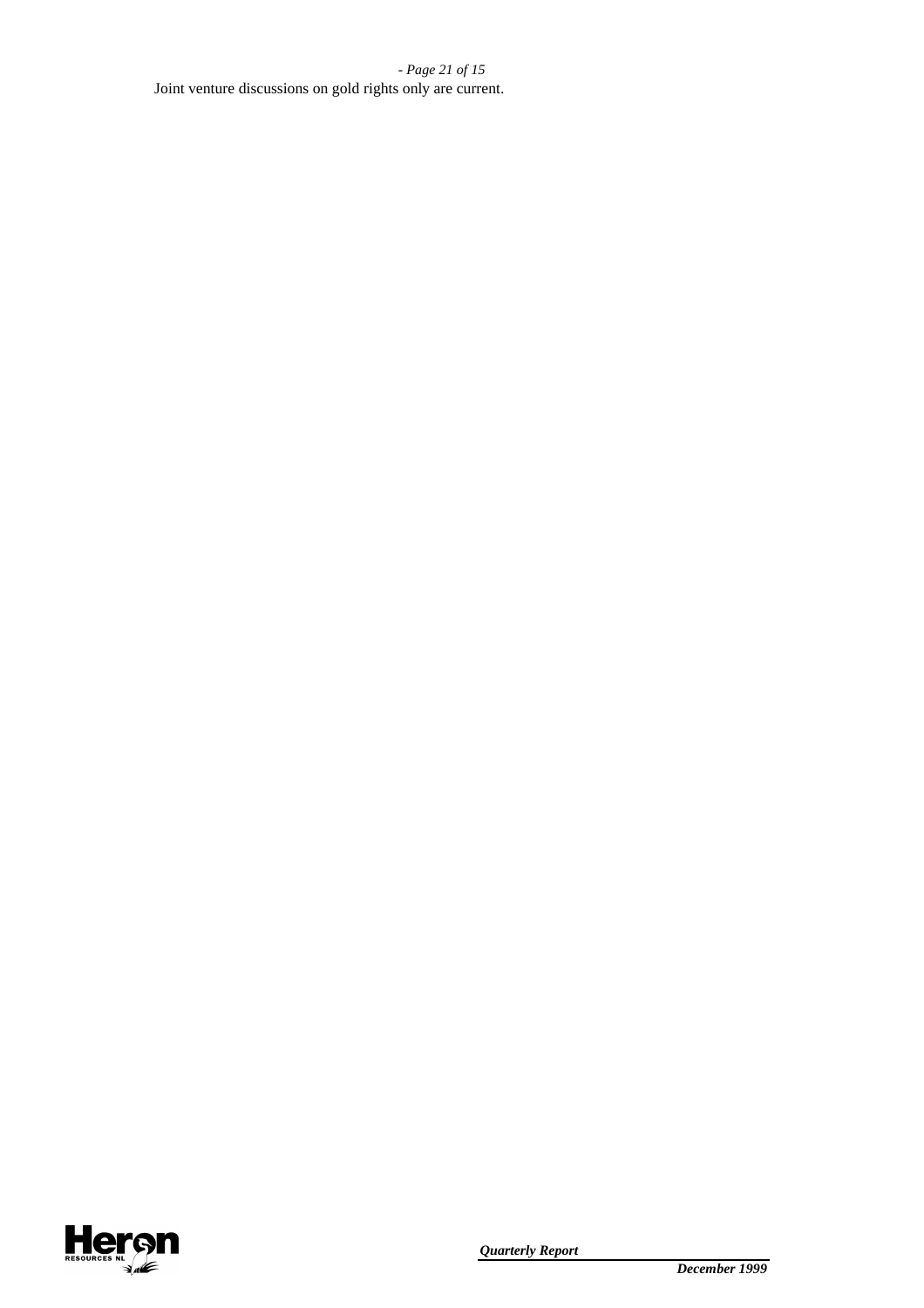Joint venture discussions on gold rights only are current.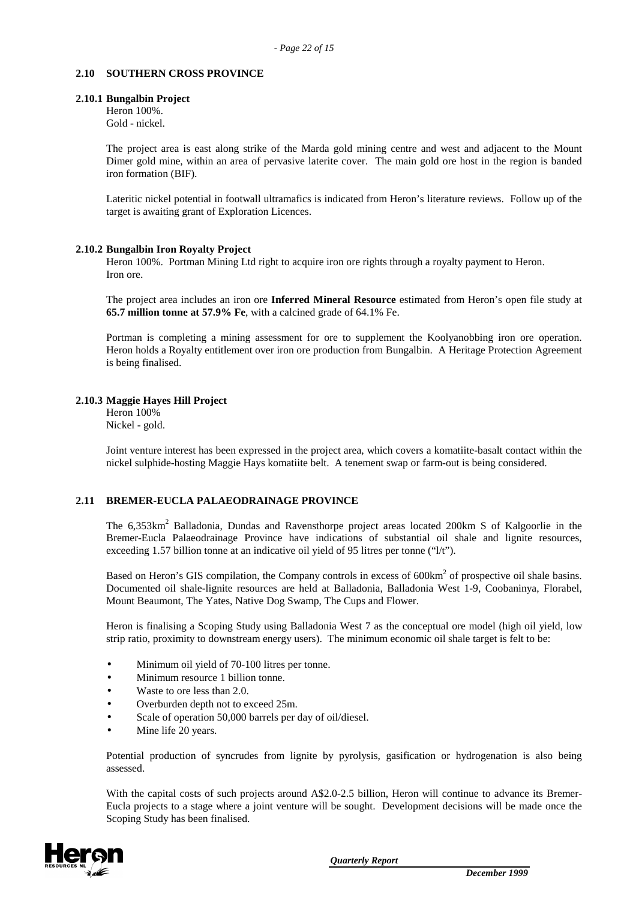## 2.10 SOUTHERN CROSS PROVINCE

### 2.10.1 Bungalbin Project

Heron 100%.
Gold - nickel.

The project area is east along strike of the Marda gold mining centre and west and adjacent to the Mount Dimer gold mine, within an area of pervasive laterite cover. The main gold ore host in the region is banded iron formation (BIF).

Lateritic nickel potential in footwall ultramafics is indicated from Heron's literature reviews. Follow up of the target is awaiting grant of Exploration Licences.

### 2.10.2 Bungalbin Iron Royalty Project

Heron 100%. Portman Mining Ltd right to acquire iron ore rights through a royalty payment to Heron.
Iron ore.

The project area includes an iron ore **Inferred Mineral Resource** estimated from Heron's open file study at **65.7 million tonne at 57.9% Fe**, with a calcined grade of 64.1% Fe.

Portman is completing a mining assessment for ore to supplement the Koolyanobbing iron ore operation. Heron holds a Royalty entitlement over iron ore production from Bungalbin. A Heritage Protection Agreement is being finalised.

### 2.10.3 Maggie Hayes Hill Project

Heron 100%
Nickel - gold.

Joint venture interest has been expressed in the project area, which covers a komatiite-basalt contact within the nickel sulphide-hosting Maggie Hays komatiite belt. A tenement swap or farm-out is being considered.

## 2.11 BREMER-EUCLA PALAEODRAINAGE PROVINCE

The 6,353km$^2$ Balladonia, Dundas and Ravensthorpe project areas located 200km S of Kalgoorlie in the Bremer-Eucla Palaeodrainage Province have indications of substantial oil shale and lignite resources, exceeding 1.57 billion tonne at an indicative oil yield of 95 litres per tonne ("l/t").

Based on Heron's GIS compilation, the Company controls in excess of 600km$^2$ of prospective oil shale basins. Documented oil shale-lignite resources are held at Balladonia, Balladonia West 1-9, Coobaninya, Florabel, Mount Beaumont, The Yates, Native Dog Swamp, The Cups and Flower.

Heron is finalising a Scoping Study using Balladonia West 7 as the conceptual ore model (high oil yield, low strip ratio, proximity to downstream energy users). The minimum economic oil shale target is felt to be:

- Minimum oil yield of 70-100 litres per tonne.
- Minimum resource 1 billion tonne.
- Waste to ore less than 2.0.
- Overburden depth not to exceed 25m.
- Scale of operation 50,000 barrels per day of oil/diesel.
- Mine life 20 years.

Potential production of syncrudes from lignite by pyrolysis, gasification or hydrogenation is also being assessed.

With the capital costs of such projects around A$2.0-2.5 billion, Heron will continue to advance its Bremer-Eucla projects to a stage where a joint venture will be sought. Development decisions will be made once the Scoping Study has been finalised.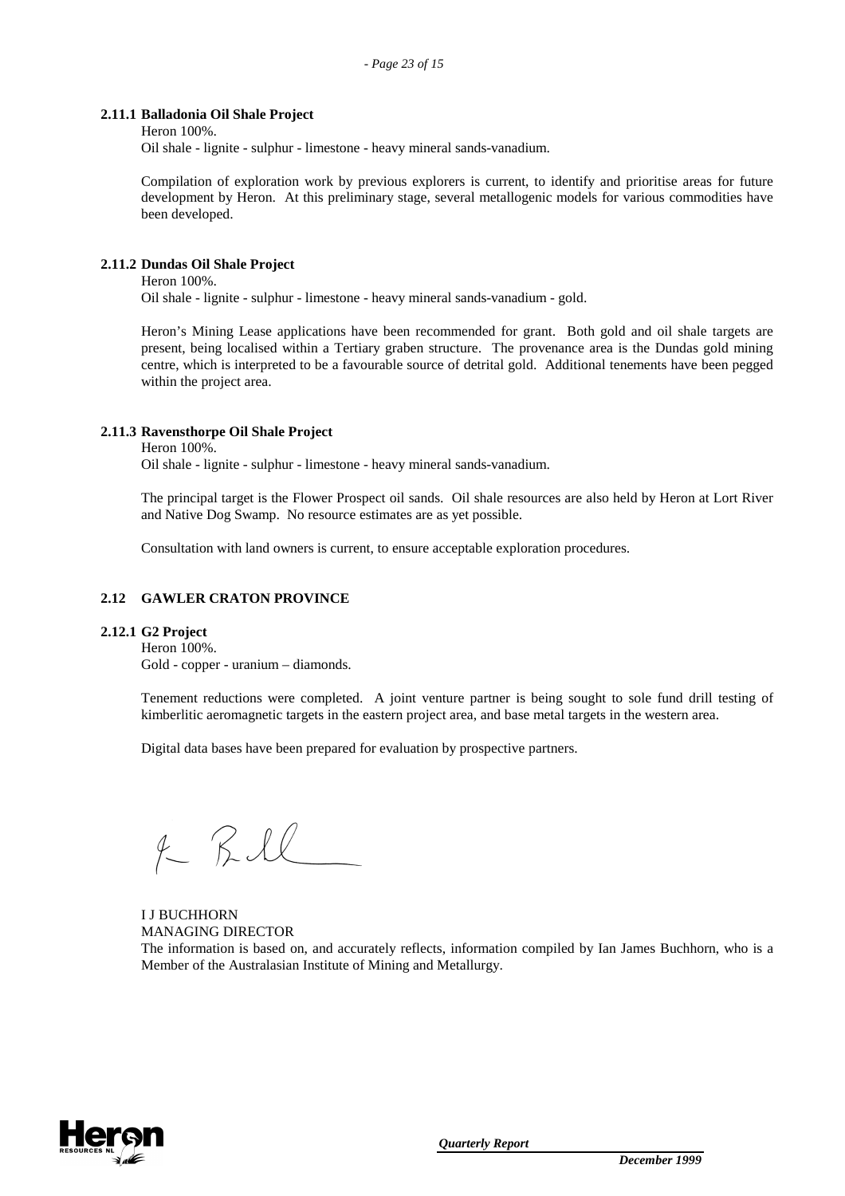### 2.11.1 Balladonia Oil Shale Project

Heron 100%.

Oil shale - lignite - sulphur - limestone - heavy mineral sands-vanadium.

Compilation of exploration work by previous explorers is current, to identify and prioritise areas for future development by Heron. At this preliminary stage, several metallogenic models for various commodities have been developed.

### 2.11.2 Dundas Oil Shale Project

Heron 100%.

Oil shale - lignite - sulphur - limestone - heavy mineral sands-vanadium - gold.

Heron's Mining Lease applications have been recommended for grant. Both gold and oil shale targets are present, being localised within a Tertiary graben structure. The provenance area is the Dundas gold mining centre, which is interpreted to be a favourable source of detrital gold. Additional tenements have been pegged within the project area.

### 2.11.3 Ravensthorpe Oil Shale Project

Heron 100%.

Oil shale - lignite - sulphur - limestone - heavy mineral sands-vanadium.

The principal target is the Flower Prospect oil sands. Oil shale resources are also held by Heron at Lort River and Native Dog Swamp. No resource estimates are as yet possible.

Consultation with land owners is current, to ensure acceptable exploration procedures.

## 2.12 GAWLER CRATON PROVINCE

### 2.12.1 G2 Project

Heron 100%.

Gold - copper - uranium – diamonds.

Tenement reductions were completed. A joint venture partner is being sought to sole fund drill testing of kimberlitic aeromagnetic targets in the eastern project area, and base metal targets in the western area.

Digital data bases have been prepared for evaluation by prospective partners.

I J BUCHHORN

MANAGING DIRECTOR

The information is based on, and accurately reflects, information compiled by Ian James Buchhorn, who is a Member of the Australasian Institute of Mining and Metallurgy.